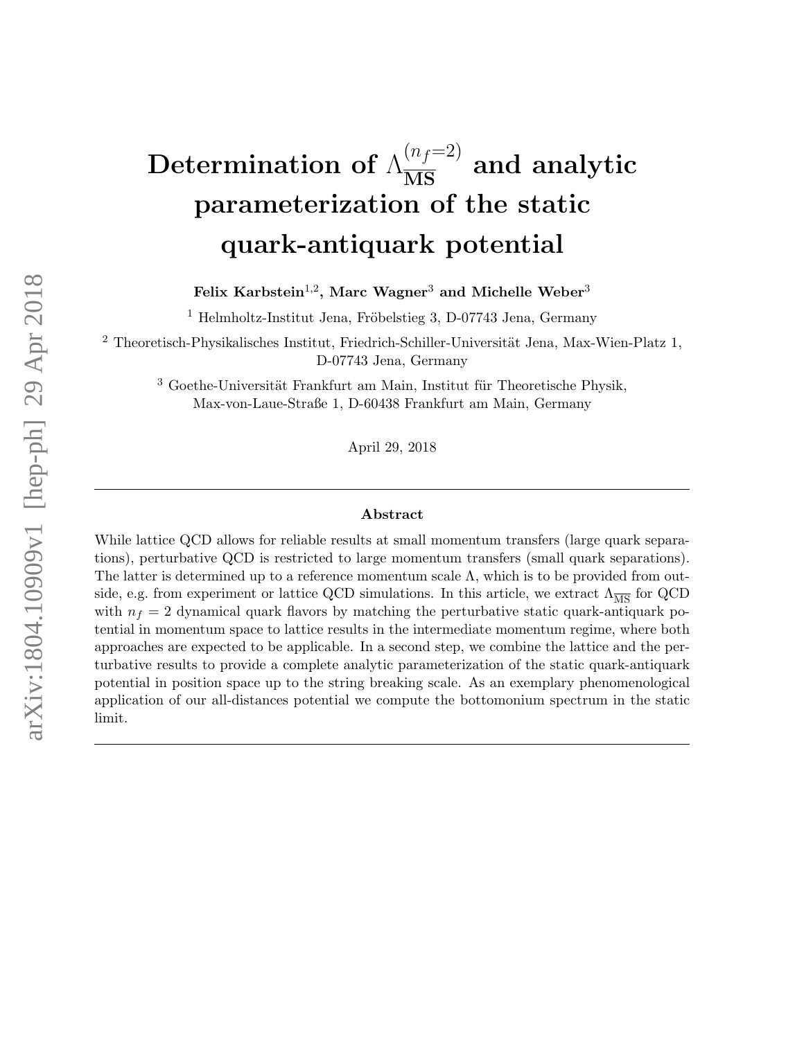# Determination of $\Lambda_{\overline{\mathbf{MS}}}^{(n_f=2)}$ and analytic parameterization of the static quark-antiquark potential

**Felix Karbstein[1,2], Marc Wagner[3] and Michelle Weber[3]**

[1] Helmholtz-Institut Jena, Fröbelstieg 3, D-07743 Jena, Germany

[2] Theoretisch-Physikalisches Institut, Friedrich-Schiller-Universität Jena, Max-Wien-Platz 1, D-07743 Jena, Germany

[3] Goethe-Universität Frankfurt am Main, Institut für Theoretische Physik, Max-von-Laue-Straße 1, D-60438 Frankfurt am Main, Germany

April 29, 2018

### Abstract

While lattice QCD allows for reliable results at small momentum transfers (large quark separations), perturbative QCD is restricted to large momentum transfers (small quark separations). The latter is determined up to a reference momentum scale $\Lambda$, which is to be provided from outside, e.g. from experiment or lattice QCD simulations. In this article, we extract $\Lambda_{\overline{\mathrm{MS}}}$ for QCD with $n_f = 2$ dynamical quark flavors by matching the perturbative static quark-antiquark potential in momentum space to lattice results in the intermediate momentum regime, where both approaches are expected to be applicable. In a second step, we combine the lattice and the perturbative results to provide a complete analytic parameterization of the static quark-antiquark potential in position space up to the string breaking scale. As an exemplary phenomenological application of our all-distances potential we compute the bottomonium spectrum in the static limit.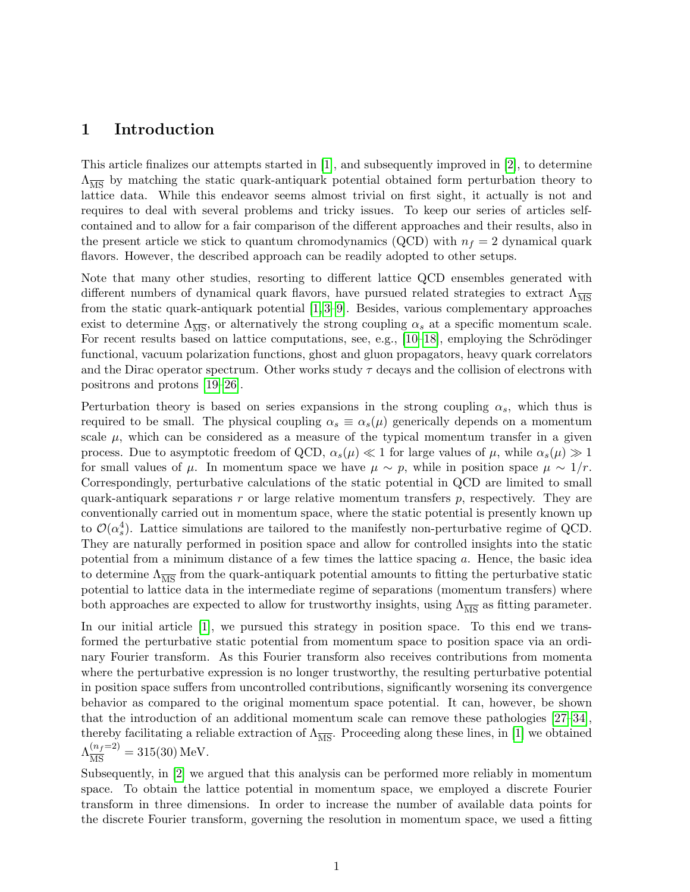# 1 Introduction

This article finalizes our attempts started in [1], and subsequently improved in [2], to determine $\Lambda_{\overline{\text{MS}}}$ by matching the static quark-antiquark potential obtained form perturbation theory to lattice data. While this endeavor seems almost trivial on first sight, it actually is not and requires to deal with several problems and tricky issues. To keep our series of articles self-contained and to allow for a fair comparison of the different approaches and their results, also in the present article we stick to quantum chromodynamics (QCD) with $n_f = 2$ dynamical quark flavors. However, the described approach can be readily adopted to other setups.

Note that many other studies, resorting to different lattice QCD ensembles generated with different numbers of dynamical quark flavors, have pursued related strategies to extract $\Lambda_{\overline{\text{MS}}}$ from the static quark-antiquark potential [1,3–9]. Besides, various complementary approaches exist to determine $\Lambda_{\overline{\text{MS}}}$, or alternatively the strong coupling $\alpha_s$ at a specific momentum scale. For recent results based on lattice computations, see, e.g., [10–18], employing the Schrödinger functional, vacuum polarization functions, ghost and gluon propagators, heavy quark correlators and the Dirac operator spectrum. Other works study $\tau$ decays and the collision of electrons with positrons and protons [19–26].

Perturbation theory is based on series expansions in the strong coupling $\alpha_s$, which thus is required to be small. The physical coupling $\alpha_s \equiv \alpha_s(\mu)$ generically depends on a momentum scale $\mu$, which can be considered as a measure of the typical momentum transfer in a given process. Due to asymptotic freedom of QCD, $\alpha_s(\mu) \ll 1$ for large values of $\mu$, while $\alpha_s(\mu) \gg 1$ for small values of $\mu$. In momentum space we have $\mu \sim p$, while in position space $\mu \sim 1/r$. Correspondingly, perturbative calculations of the static potential in QCD are limited to small quark-antiquark separations $r$ or large relative momentum transfers $p$, respectively. They are conventionally carried out in momentum space, where the static potential is presently known up to $\mathcal{O}(\alpha_s^4)$. Lattice simulations are tailored to the manifestly non-perturbative regime of QCD. They are naturally performed in position space and allow for controlled insights into the static potential from a minimum distance of a few times the lattice spacing $a$. Hence, the basic idea to determine $\Lambda_{\overline{\text{MS}}}$ from the quark-antiquark potential amounts to fitting the perturbative static potential to lattice data in the intermediate regime of separations (momentum transfers) where both approaches are expected to allow for trustworthy insights, using $\Lambda_{\overline{\text{MS}}}$ as fitting parameter.

In our initial article [1], we pursued this strategy in position space. To this end we transformed the perturbative static potential from momentum space to position space via an ordinary Fourier transform. As this Fourier transform also receives contributions from momenta where the perturbative expression is no longer trustworthy, the resulting perturbative potential in position space suffers from uncontrolled contributions, significantly worsening its convergence behavior as compared to the original momentum space potential. It can, however, be shown that the introduction of an additional momentum scale can remove these pathologies [27–34], thereby facilitating a reliable extraction of $\Lambda_{\overline{\text{MS}}}$. Proceeding along these lines, in [1] we obtained $\Lambda_{\overline{\text{MS}}}^{(n_f=2)} = 315(30)\,\text{MeV}$.

Subsequently, in [2] we argued that this analysis can be performed more reliably in momentum space. To obtain the lattice potential in momentum space, we employed a discrete Fourier transform in three dimensions. In order to increase the number of available data points for the discrete Fourier transform, governing the resolution in momentum space, we used a fitting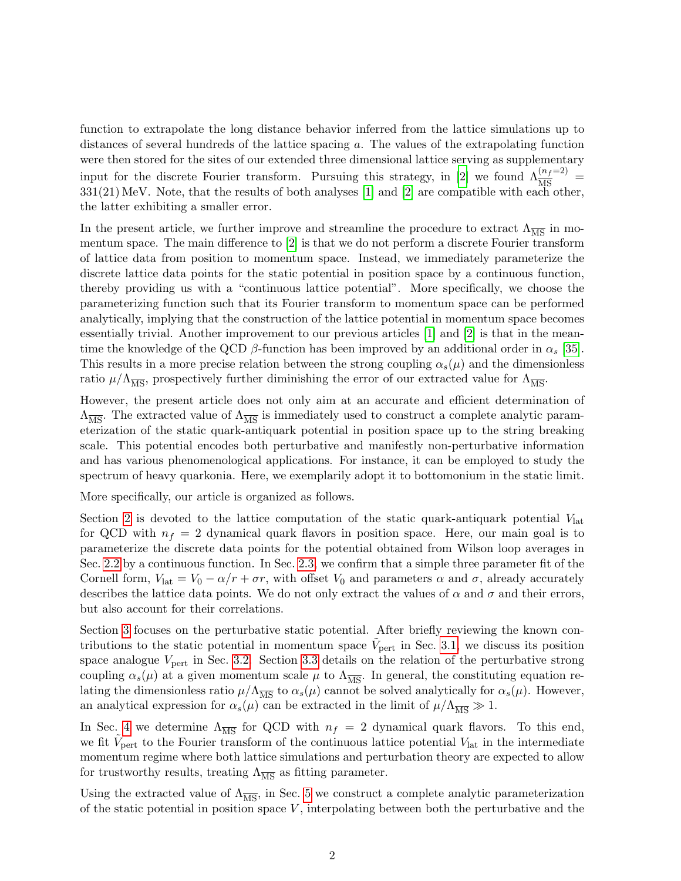function to extrapolate the long distance behavior inferred from the lattice simulations up to distances of several hundreds of the lattice spacing $a$. The values of the extrapolating function were then stored for the sites of our extended three dimensional lattice serving as supplementary input for the discrete Fourier transform. Pursuing this strategy, in [2] we found $\Lambda_{\overline{\rm MS}}^{(n_f=2)} = 331(21)\,{\rm MeV}$. Note, that the results of both analyses [1] and [2] are compatible with each other, the latter exhibiting a smaller error.

In the present article, we further improve and streamline the procedure to extract $\Lambda_{\overline{\rm MS}}$ in momentum space. The main difference to [2] is that we do not perform a discrete Fourier transform of lattice data from position to momentum space. Instead, we immediately parameterize the discrete lattice data points for the static potential in position space by a continuous function, thereby providing us with a "continuous lattice potential". More specifically, we choose the parameterizing function such that its Fourier transform to momentum space can be performed analytically, implying that the construction of the lattice potential in momentum space becomes essentially trivial. Another improvement to our previous articles [1] and [2] is that in the meantime the knowledge of the QCD $\beta$-function has been improved by an additional order in $\alpha_s$ [35]. This results in a more precise relation between the strong coupling $\alpha_s(\mu)$ and the dimensionless ratio $\mu/\Lambda_{\overline{\rm MS}}$, prospectively further diminishing the error of our extracted value for $\Lambda_{\overline{\rm MS}}$.

However, the present article does not only aim at an accurate and efficient determination of $\Lambda_{\overline{\rm MS}}$. The extracted value of $\Lambda_{\overline{\rm MS}}$ is immediately used to construct a complete analytic parameterization of the static quark-antiquark potential in position space up to the string breaking scale. This potential encodes both perturbative and manifestly non-perturbative information and has various phenomenological applications. For instance, it can be employed to study the spectrum of heavy quarkonia. Here, we exemplarily adopt it to bottomonium in the static limit.

More specifically, our article is organized as follows.

Section 2 is devoted to the lattice computation of the static quark-antiquark potential $V_{\rm lat}$ for QCD with $n_f = 2$ dynamical quark flavors in position space. Here, our main goal is to parameterize the discrete data points for the potential obtained from Wilson loop averages in Sec. 2.2 by a continuous function. In Sec. 2.3, we confirm that a simple three parameter fit of the Cornell form, $V_{\rm lat} = V_0 - \alpha/r + \sigma r$, with offset $V_0$ and parameters $\alpha$ and $\sigma$, already accurately describes the lattice data points. We do not only extract the values of $\alpha$ and $\sigma$ and their errors, but also account for their correlations.

Section 3 focuses on the perturbative static potential. After briefly reviewing the known contributions to the static potential in momentum space $\tilde{V}_{\rm pert}$ in Sec. 3.1, we discuss its position space analogue $V_{\rm pert}$ in Sec. 3.2. Section 3.3 details on the relation of the perturbative strong coupling $\alpha_s(\mu)$ at a given momentum scale $\mu$ to $\Lambda_{\overline{\rm MS}}$. In general, the constituting equation relating the dimensionless ratio $\mu/\Lambda_{\overline{\rm MS}}$ to $\alpha_s(\mu)$ cannot be solved analytically for $\alpha_s(\mu)$. However, an analytical expression for $\alpha_s(\mu)$ can be extracted in the limit of $\mu/\Lambda_{\overline{\rm MS}} \gg 1$.

In Sec. 4 we determine $\Lambda_{\overline{\rm MS}}$ for QCD with $n_f = 2$ dynamical quark flavors. To this end, we fit $\tilde{V}_{\rm pert}$ to the Fourier transform of the continuous lattice potential $V_{\rm lat}$ in the intermediate momentum regime where both lattice simulations and perturbation theory are expected to allow for trustworthy results, treating $\Lambda_{\overline{\rm MS}}$ as fitting parameter.

Using the extracted value of $\Lambda_{\overline{\rm MS}}$, in Sec. 5 we construct a complete analytic parameterization of the static potential in position space $V$, interpolating between both the perturbative and the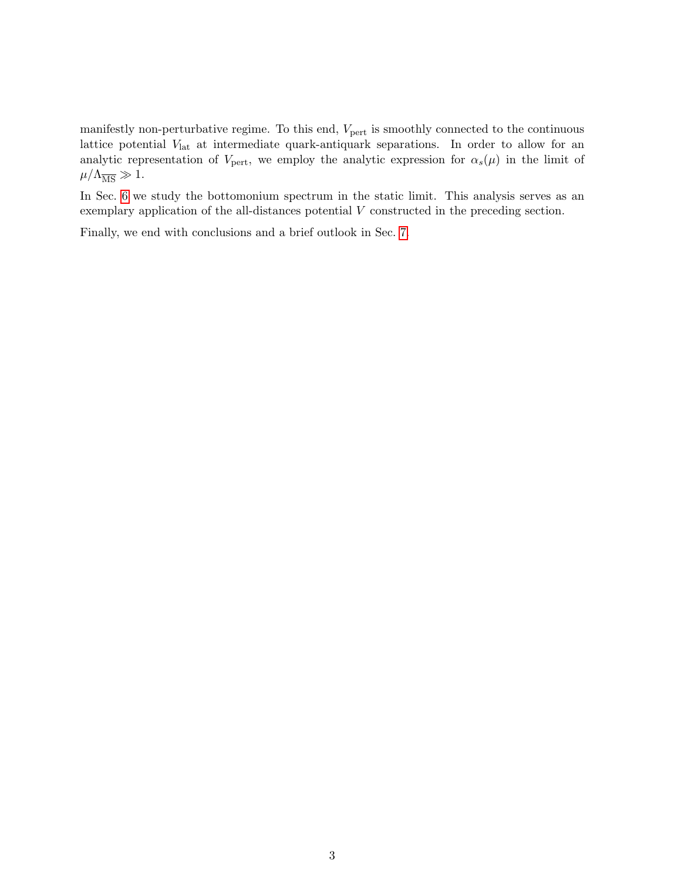manifestly non-perturbative regime. To this end, $V_{\rm pert}$ is smoothly connected to the continuous lattice potential $V_{\rm lat}$ at intermediate quark-antiquark separations. In order to allow for an analytic representation of $V_{\rm pert}$, we employ the analytic expression for $\alpha_s(\mu)$ in the limit of $\mu/\Lambda_{\overline{\rm MS}} \gg 1$.

In Sec. 6 we study the bottomonium spectrum in the static limit. This analysis serves as an exemplary application of the all-distances potential $V$ constructed in the preceding section.

Finally, we end with conclusions and a brief outlook in Sec. 7.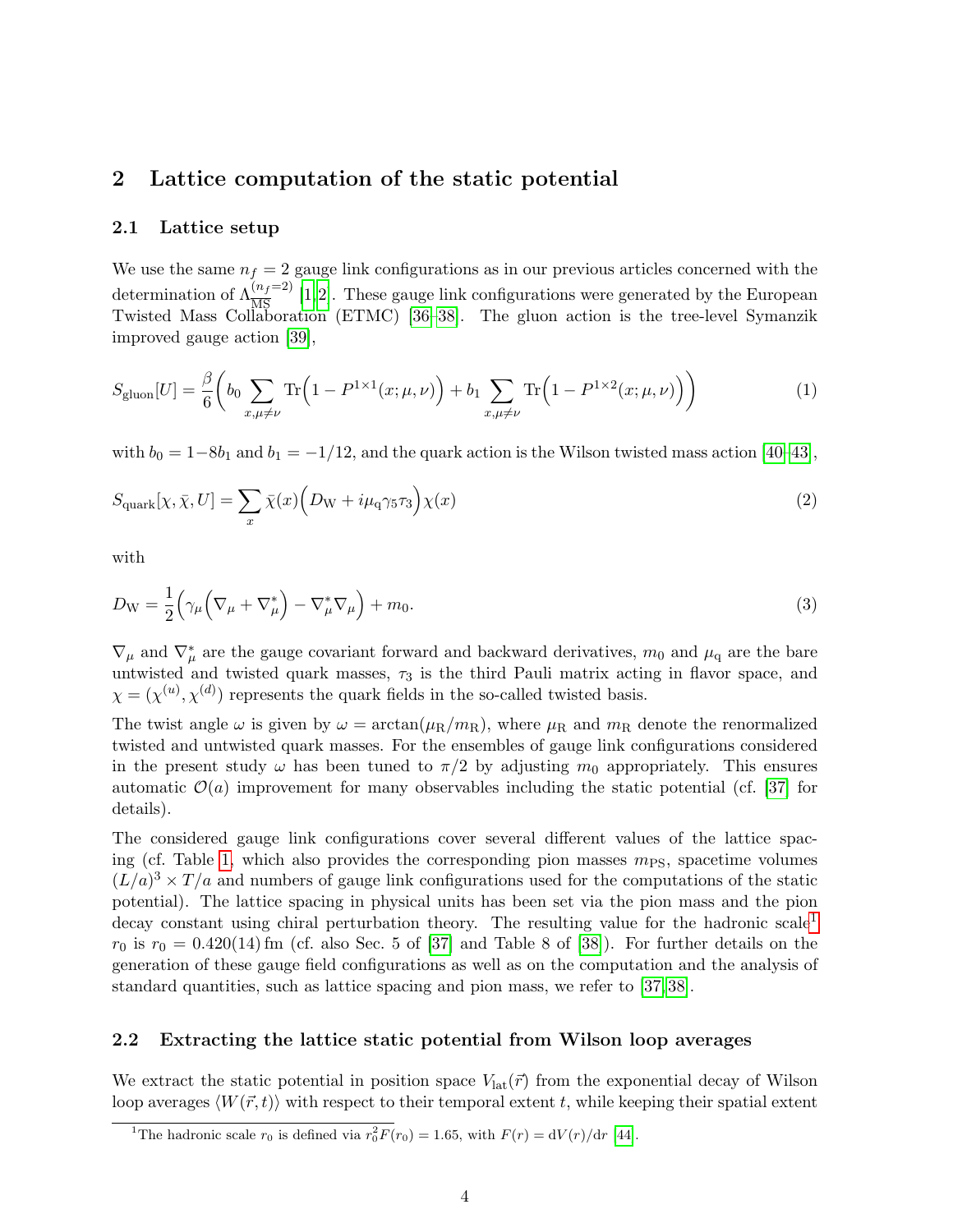## 2 Lattice computation of the static potential

### 2.1 Lattice setup

We use the same $n_f = 2$ gauge link configurations as in our previous articles concerned with the determination of $\Lambda_{\overline{\text{MS}}}^{(n_f=2)}$ [1,2]. These gauge link configurations were generated by the European Twisted Mass Collaboration (ETMC) [36–38]. The gluon action is the tree-level Symanzik improved gauge action [39],

$$S_{\text{gluon}}[U] = \frac{\beta}{6}\bigg(b_0 \sum_{x,\mu\neq\nu} \text{Tr}\Big(1 - P^{1\times1}(x;\mu,\nu)\Big) + b_1 \sum_{x,\mu\neq\nu} \text{Tr}\Big(1 - P^{1\times2}(x;\mu,\nu)\Big)\bigg) \tag{1}$$

with $b_0 = 1-8b_1$ and $b_1 = -1/12$, and the quark action is the Wilson twisted mass action [40–43],

$$S_{\text{quark}}[\chi,\bar{\chi},U] = \sum_x \bar{\chi}(x)\Big(D_{\text{W}} + i\mu_{\text{q}}\gamma_5\tau_3\Big)\chi(x) \tag{2}$$

with

$$D_{\text{W}} = \frac{1}{2}\Big(\gamma_\mu\Big(\nabla_\mu + \nabla_\mu^*\Big) - \nabla_\mu^*\nabla_\mu\Big) + m_0. \tag{3}$$

$\nabla_\mu$ and $\nabla_\mu^*$ are the gauge covariant forward and backward derivatives, $m_0$ and $\mu_{\text{q}}$ are the bare untwisted and twisted quark masses, $\tau_3$ is the third Pauli matrix acting in flavor space, and $\chi = (\chi^{(u)}, \chi^{(d)})$ represents the quark fields in the so-called twisted basis.

The twist angle $\omega$ is given by $\omega = \arctan(\mu_{\text{R}}/m_{\text{R}})$, where $\mu_{\text{R}}$ and $m_{\text{R}}$ denote the renormalized twisted and untwisted quark masses. For the ensembles of gauge link configurations considered in the present study $\omega$ has been tuned to $\pi/2$ by adjusting $m_0$ appropriately. This ensures automatic $\mathcal{O}(a)$ improvement for many observables including the static potential (cf. [37] for details).

The considered gauge link configurations cover several different values of the lattice spacing (cf. Table 1, which also provides the corresponding pion masses $m_{\text{PS}}$, spacetime volumes $(L/a)^3 \times T/a$ and numbers of gauge link configurations used for the computations of the static potential). The lattice spacing in physical units has been set via the pion mass and the pion decay constant using chiral perturbation theory. The resulting value for the hadronic scale[1] $r_0$ is $r_0 = 0.420(14)\,\text{fm}$ (cf. also Sec. 5 of [37] and Table 8 of [38]). For further details on the generation of these gauge field configurations as well as on the computation and the analysis of standard quantities, such as lattice spacing and pion mass, we refer to [37,38].

### 2.2 Extracting the lattice static potential from Wilson loop averages

We extract the static potential in position space $V_{\text{lat}}(\vec{r})$ from the exponential decay of Wilson loop averages $\langle W(\vec{r},t)\rangle$ with respect to their temporal extent $t$, while keeping their spatial extent

[1] The hadronic scale $r_0$ is defined via $r_0^2 F(r_0) = 1.65$, with $F(r) = \mathrm{d}V(r)/\mathrm{d}r$ [44].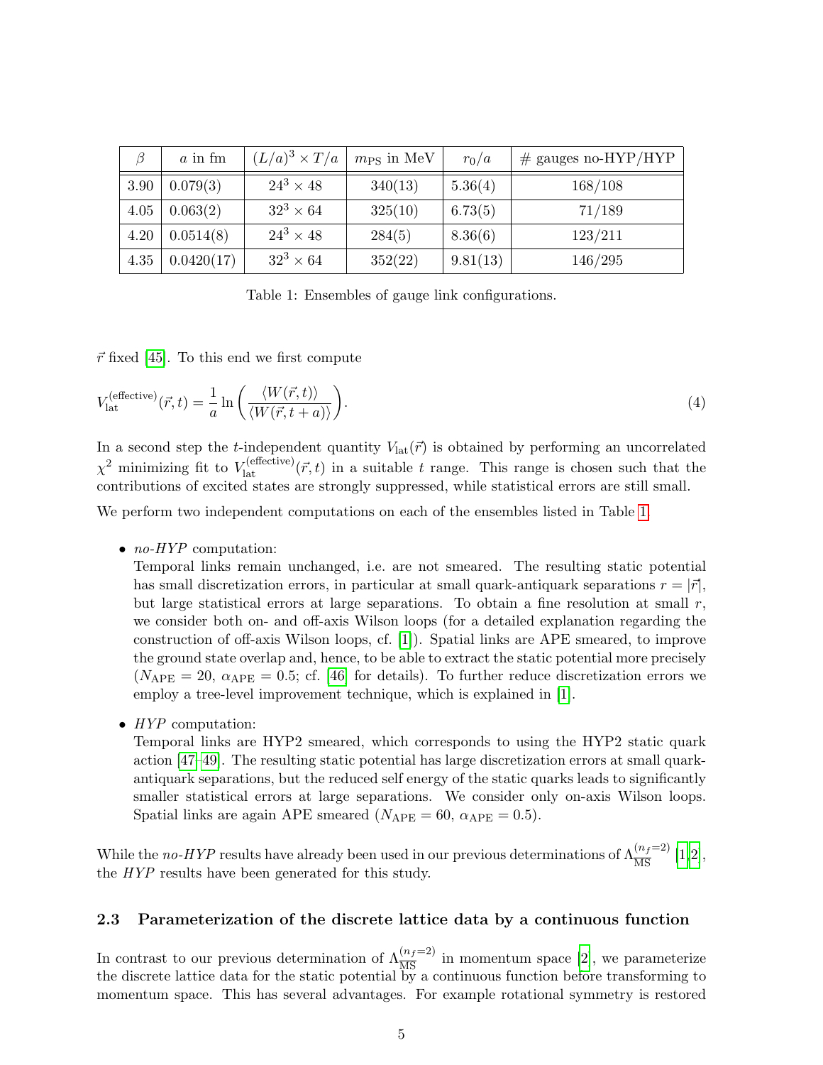| $\beta$ | $a$ in fm | $(L/a)^3 \times T/a$ | $m_{\text{PS}}$ in MeV | $r_0/a$ | # gauges no-HYP/HYP |
|---|---|---|---|---|---|
| 3.90 | 0.079(3) | $24^3 \times 48$ | 340(13) | 5.36(4) | 168/108 |
| 4.05 | 0.063(2) | $32^3 \times 64$ | 325(10) | 6.73(5) | 71/189 |
| 4.20 | 0.0514(8) | $24^3 \times 48$ | 284(5) | 8.36(6) | 123/211 |
| 4.35 | 0.0420(17) | $32^3 \times 64$ | 352(22) | 9.81(13) | 146/295 |

Table 1: Ensembles of gauge link configurations.

$\vec{r}$ fixed [45]. To this end we first compute

$$V_{\text{lat}}^{(\text{effective})}(\vec{r},t) = \frac{1}{a} \ln \left( \frac{\langle W(\vec{r},t) \rangle}{\langle W(\vec{r},t+a) \rangle} \right). \tag{4}$$

In a second step the $t$-independent quantity $V_{\text{lat}}(\vec{r})$ is obtained by performing an uncorrelated $\chi^2$ minimizing fit to $V_{\text{lat}}^{(\text{effective})}(\vec{r},t)$ in a suitable $t$ range. This range is chosen such that the contributions of excited states are strongly suppressed, while statistical errors are still small.

We perform two independent computations on each of the ensembles listed in Table 1.

- *no-HYP* computation:
  Temporal links remain unchanged, i.e. are not smeared. The resulting static potential has small discretization errors, in particular at small quark-antiquark separations $r = |\vec{r}|$, but large statistical errors at large separations. To obtain a fine resolution at small $r$, we consider both on- and off-axis Wilson loops (for a detailed explanation regarding the construction of off-axis Wilson loops, cf. [1]). Spatial links are APE smeared, to improve the ground state overlap and, hence, to be able to extract the static potential more precisely ($N_{\text{APE}} = 20$, $\alpha_{\text{APE}} = 0.5$; cf. [46] for details). To further reduce discretization errors we employ a tree-level improvement technique, which is explained in [1].

- *HYP* computation:
  Temporal links are HYP2 smeared, which corresponds to using the HYP2 static quark action [47–49]. The resulting static potential has large discretization errors at small quark-antiquark separations, but the reduced self energy of the static quarks leads to significantly smaller statistical errors at large separations. We consider only on-axis Wilson loops. Spatial links are again APE smeared ($N_{\text{APE}} = 60$, $\alpha_{\text{APE}} = 0.5$).

While the *no-HYP* results have already been used in our previous determinations of $\Lambda_{\overline{\text{MS}}}^{(n_f=2)}$ [1,2], the *HYP* results have been generated for this study.

### 2.3 Parameterization of the discrete lattice data by a continuous function

In contrast to our previous determination of $\Lambda_{\overline{\text{MS}}}^{(n_f=2)}$ in momentum space [2], we parameterize the discrete lattice data for the static potential by a continuous function before transforming to momentum space. This has several advantages. For example rotational symmetry is restored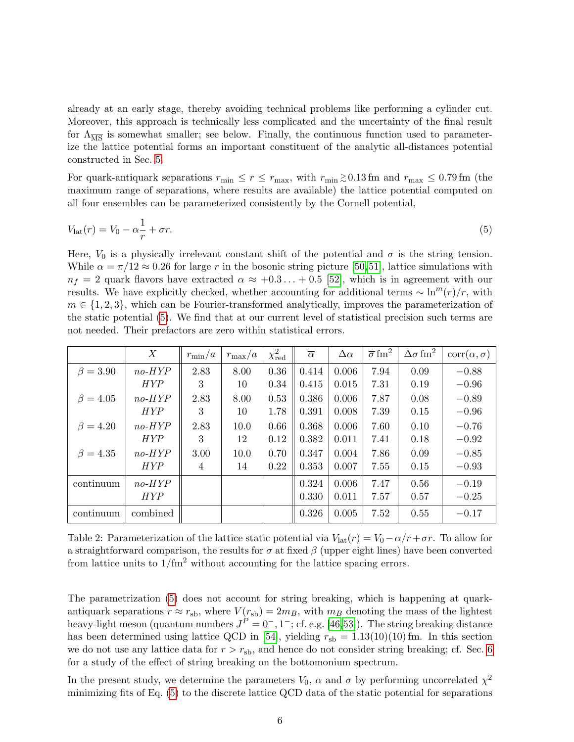already at an early stage, thereby avoiding technical problems like performing a cylinder cut. Moreover, this approach is technically less complicated and the uncertainty of the final result for $\Lambda_{\overline{\text{MS}}}$ is somewhat smaller; see below. Finally, the continuous function used to parameterize the lattice potential forms an important constituent of the analytic all-distances potential constructed in Sec. 5.

For quark-antiquark separations $r_{\text{min}} \leq r \leq r_{\text{max}}$, with $r_{\text{min}} \gtrsim 0.13\,\text{fm}$ and $r_{\text{max}} \leq 0.79\,\text{fm}$ (the maximum range of separations, where results are available) the lattice potential computed on all four ensembles can be parameterized consistently by the Cornell potential,

$$V_{\text{lat}}(r) = V_0 - \alpha\frac{1}{r} + \sigma r. \tag{5}$$

Here, $V_0$ is a physically irrelevant constant shift of the potential and $\sigma$ is the string tension. While $\alpha = \pi/12 \approx 0.26$ for large $r$ in the bosonic string picture [50,51], lattice simulations with $n_f = 2$ quark flavors have extracted $\alpha \approx +0.3\ldots+0.5$ [52], which is in agreement with our results. We have explicitly checked, whether accounting for additional terms $\sim \ln^m(r)/r$, with $m \in \{1,2,3\}$, which can be Fourier-transformed analytically, improves the parameterization of the static potential (5). We find that at our current level of statistical precision such terms are not needed. Their prefactors are zero within statistical errors.

| | $X$ | $r_{\text{min}}/a$ | $r_{\text{max}}/a$ | $\chi^2_{\text{red}}$ | $\overline{\alpha}$ | $\Delta\alpha$ | $\overline{\sigma}\,\text{fm}^2$ | $\Delta\sigma\,\text{fm}^2$ | $\text{corr}(\alpha,\sigma)$ |
|---|---|---|---|---|---|---|---|---|---|
| $\beta = 3.90$ | *no-HYP* | 2.83 | 8.00 | 0.36 | 0.414 | 0.006 | 7.94 | 0.09 | $-0.88$ |
| | *HYP* | 3 | 10 | 0.34 | 0.415 | 0.015 | 7.31 | 0.19 | $-0.96$ |
| $\beta = 4.05$ | *no-HYP* | 2.83 | 8.00 | 0.53 | 0.386 | 0.006 | 7.87 | 0.08 | $-0.89$ |
| | *HYP* | 3 | 10 | 1.78 | 0.391 | 0.008 | 7.39 | 0.15 | $-0.96$ |
| $\beta = 4.20$ | *no-HYP* | 2.83 | 10.0 | 0.66 | 0.368 | 0.006 | 7.60 | 0.10 | $-0.76$ |
| | *HYP* | 3 | 12 | 0.12 | 0.382 | 0.011 | 7.41 | 0.18 | $-0.92$ |
| $\beta = 4.35$ | *no-HYP* | 3.00 | 10.0 | 0.70 | 0.347 | 0.004 | 7.86 | 0.09 | $-0.85$ |
| | *HYP* | 4 | 14 | 0.22 | 0.353 | 0.007 | 7.55 | 0.15 | $-0.93$ |
| continuum | *no-HYP* | | | | 0.324 | 0.006 | 7.47 | 0.56 | $-0.19$ |
| | *HYP* | | | | 0.330 | 0.011 | 7.57 | 0.57 | $-0.25$ |
| continuum | combined | | | | 0.326 | 0.005 | 7.52 | 0.55 | $-0.17$ |

Table 2: Parameterization of the lattice static potential via $V_{\text{lat}}(r) = V_0 - \alpha/r + \sigma r$. To allow for a straightforward comparison, the results for $\sigma$ at fixed $\beta$ (upper eight lines) have been converted from lattice units to $1/\text{fm}^2$ without accounting for the lattice spacing errors.

The parametrization (5) does not account for string breaking, which is happening at quark-antiquark separations $r \approx r_{\text{sb}}$, where $V(r_{\text{sb}}) = 2m_B$, with $m_B$ denoting the mass of the lightest heavy-light meson (quantum numbers $J^P = 0^-, 1^-$; cf. e.g. [46,53]). The string breaking distance has been determined using lattice QCD in [54], yielding $r_{\text{sb}} = 1.13(10)(10)\,\text{fm}$. In this section we do not use any lattice data for $r > r_{\text{sb}}$, and hence do not consider string breaking; cf. Sec. 6 for a study of the effect of string breaking on the bottomonium spectrum.

In the present study, we determine the parameters $V_0$, $\alpha$ and $\sigma$ by performing uncorrelated $\chi^2$ minimizing fits of Eq. (5) to the discrete lattice QCD data of the static potential for separations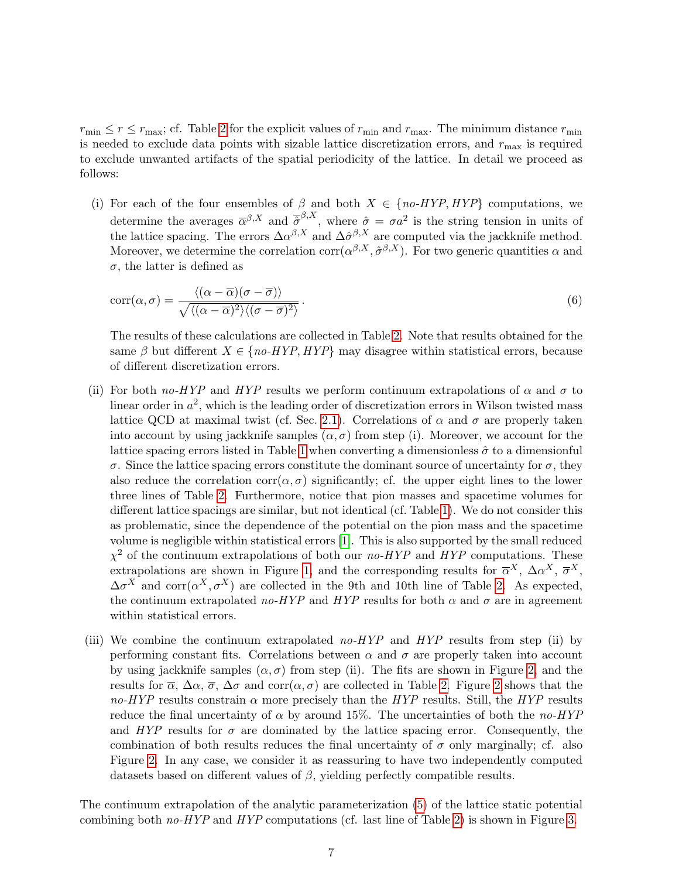$r_{\rm min} \leq r \leq r_{\rm max}$; cf. Table 2 for the explicit values of $r_{\rm min}$ and $r_{\rm max}$. The minimum distance $r_{\rm min}$ is needed to exclude data points with sizable lattice discretization errors, and $r_{\rm max}$ is required to exclude unwanted artifacts of the spatial periodicity of the lattice. In detail we proceed as follows:

(i) For each of the four ensembles of $\beta$ and both $X \in \{\textit{no-HYP}, \textit{HYP}\}$ computations, we determine the averages $\overline{\alpha}^{\beta,X}$ and $\overline{\hat{\sigma}}^{\beta,X}$, where $\hat{\sigma} = \sigma a^2$ is the string tension in units of the lattice spacing. The errors $\Delta\alpha^{\beta,X}$ and $\Delta\hat{\sigma}^{\beta,X}$ are computed via the jackknife method. Moreover, we determine the correlation $\text{corr}(\alpha^{\beta,X}, \hat{\sigma}^{\beta,X})$. For two generic quantities $\alpha$ and $\sigma$, the latter is defined as

$$\text{corr}(\alpha, \sigma) = \frac{\langle(\alpha - \overline{\alpha})(\sigma - \overline{\sigma})\rangle}{\sqrt{\langle(\alpha - \overline{\alpha})^2\rangle\langle(\sigma - \overline{\sigma})^2\rangle}} \,. \tag{6}$$

The results of these calculations are collected in Table 2. Note that results obtained for the same $\beta$ but different $X \in \{\textit{no-HYP}, \textit{HYP}\}$ may disagree within statistical errors, because of different discretization errors.

(ii) For both *no-HYP* and *HYP* results we perform continuum extrapolations of $\alpha$ and $\sigma$ to linear order in $a^2$, which is the leading order of discretization errors in Wilson twisted mass lattice QCD at maximal twist (cf. Sec. 2.1). Correlations of $\alpha$ and $\sigma$ are properly taken into account by using jackknife samples $(\alpha, \sigma)$ from step (i). Moreover, we account for the lattice spacing errors listed in Table 1 when converting a dimensionless $\hat{\sigma}$ to a dimensionful $\sigma$. Since the lattice spacing errors constitute the dominant source of uncertainty for $\sigma$, they also reduce the correlation $\text{corr}(\alpha, \sigma)$ significantly; cf. the upper eight lines to the lower three lines of Table 2. Furthermore, notice that pion masses and spacetime volumes for different lattice spacings are similar, but not identical (cf. Table 1). We do not consider this as problematic, since the dependence of the potential on the pion mass and the spacetime volume is negligible within statistical errors [1]. This is also supported by the small reduced $\chi^2$ of the continuum extrapolations of both our *no-HYP* and *HYP* computations. These extrapolations are shown in Figure 1, and the corresponding results for $\overline{\alpha}^X$, $\Delta\alpha^X$, $\overline{\sigma}^X$, $\Delta\sigma^X$ and $\text{corr}(\alpha^X, \sigma^X)$ are collected in the 9th and 10th line of Table 2. As expected, the continuum extrapolated *no-HYP* and *HYP* results for both $\alpha$ and $\sigma$ are in agreement within statistical errors.

(iii) We combine the continuum extrapolated *no-HYP* and *HYP* results from step (ii) by performing constant fits. Correlations between $\alpha$ and $\sigma$ are properly taken into account by using jackknife samples $(\alpha, \sigma)$ from step (ii). The fits are shown in Figure 2, and the results for $\overline{\alpha}$, $\Delta\alpha$, $\overline{\sigma}$, $\Delta\sigma$ and $\text{corr}(\alpha, \sigma)$ are collected in Table 2. Figure 2 shows that the *no-HYP* results constrain $\alpha$ more precisely than the *HYP* results. Still, the *HYP* results reduce the final uncertainty of $\alpha$ by around 15%. The uncertainties of both the *no-HYP* and *HYP* results for $\sigma$ are dominated by the lattice spacing error. Consequently, the combination of both results reduces the final uncertainty of $\sigma$ only marginally; cf. also Figure 2. In any case, we consider it as reassuring to have two independently computed datasets based on different values of $\beta$, yielding perfectly compatible results.

The continuum extrapolation of the analytic parameterization (5) of the lattice static potential combining both *no-HYP* and *HYP* computations (cf. last line of Table 2) is shown in Figure 3.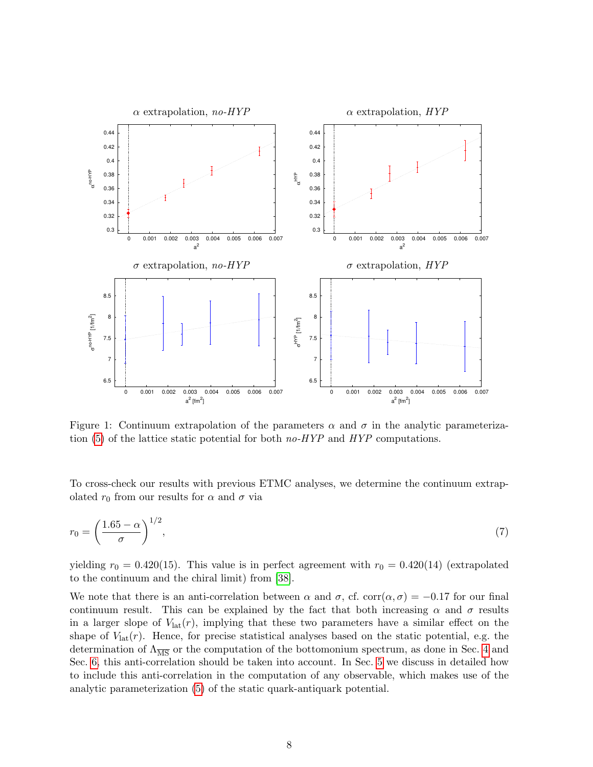Figure 1: Continuum extrapolation of the parameters $\alpha$ and $\sigma$ in the analytic parameterization (5) of the lattice static potential for both *no-HYP* and *HYP* computations.

To cross-check our results with previous ETMC analyses, we determine the continuum extrapolated $r_0$ from our results for $\alpha$ and $\sigma$ via

$$r_0 = \left(\frac{1.65 - \alpha}{\sigma}\right)^{1/2}, \tag{7}$$

yielding $r_0 = 0.420(15)$. This value is in perfect agreement with $r_0 = 0.420(14)$ (extrapolated to the continuum and the chiral limit) from [38].

We note that there is an anti-correlation between $\alpha$ and $\sigma$, cf. $\text{corr}(\alpha, \sigma) = -0.17$ for our final continuum result. This can be explained by the fact that both increasing $\alpha$ and $\sigma$ results in a larger slope of $V_{\text{lat}}(r)$, implying that these two parameters have a similar effect on the shape of $V_{\text{lat}}(r)$. Hence, for precise statistical analyses based on the static potential, e.g. the determination of $\Lambda_{\overline{\text{MS}}}$ or the computation of the bottomonium spectrum, as done in Sec. 4 and Sec. 6, this anti-correlation should be taken into account. In Sec. 5 we discuss in detailed how to include this anti-correlation in the computation of any observable, which makes use of the analytic parameterization (5) of the static quark-antiquark potential.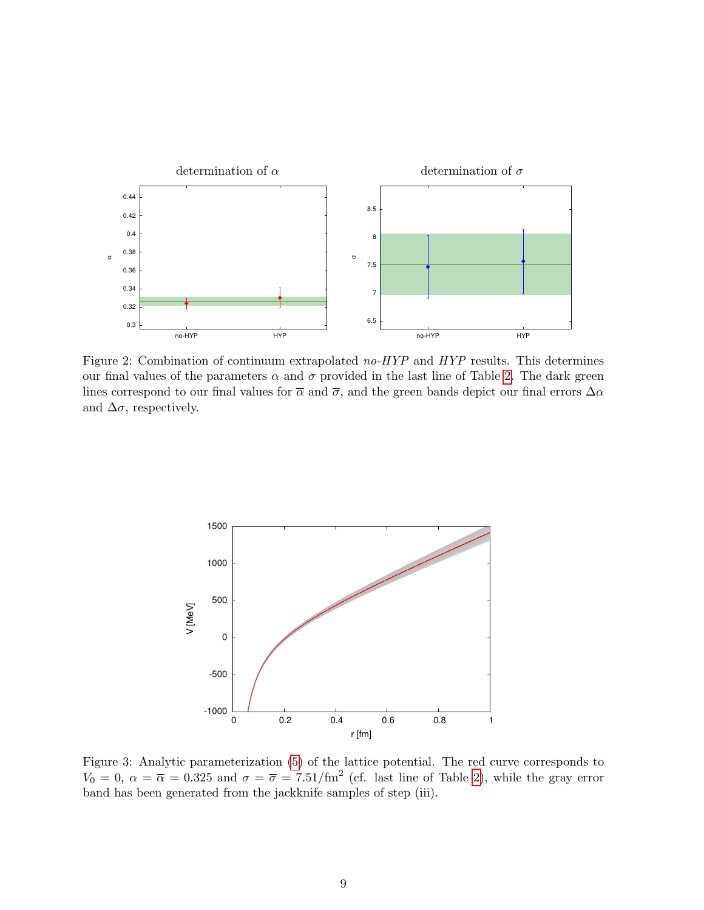Figure 2: Combination of continuum extrapolated *no-HYP* and *HYP* results. This determines our final values of the parameters $\alpha$ and $\sigma$ provided in the last line of Table 2. The dark green lines correspond to our final values for $\overline{\alpha}$ and $\overline{\sigma}$, and the green bands depict our final errors $\Delta\alpha$ and $\Delta\sigma$, respectively.

Figure 3: Analytic parameterization (5) of the lattice potential. The red curve corresponds to $V_0 = 0$, $\alpha = \overline{\alpha} = 0.325$ and $\sigma = \overline{\sigma} = 7.51/\mathrm{fm}^2$ (cf. last line of Table 2), while the gray error band has been generated from the jackknife samples of step (iii).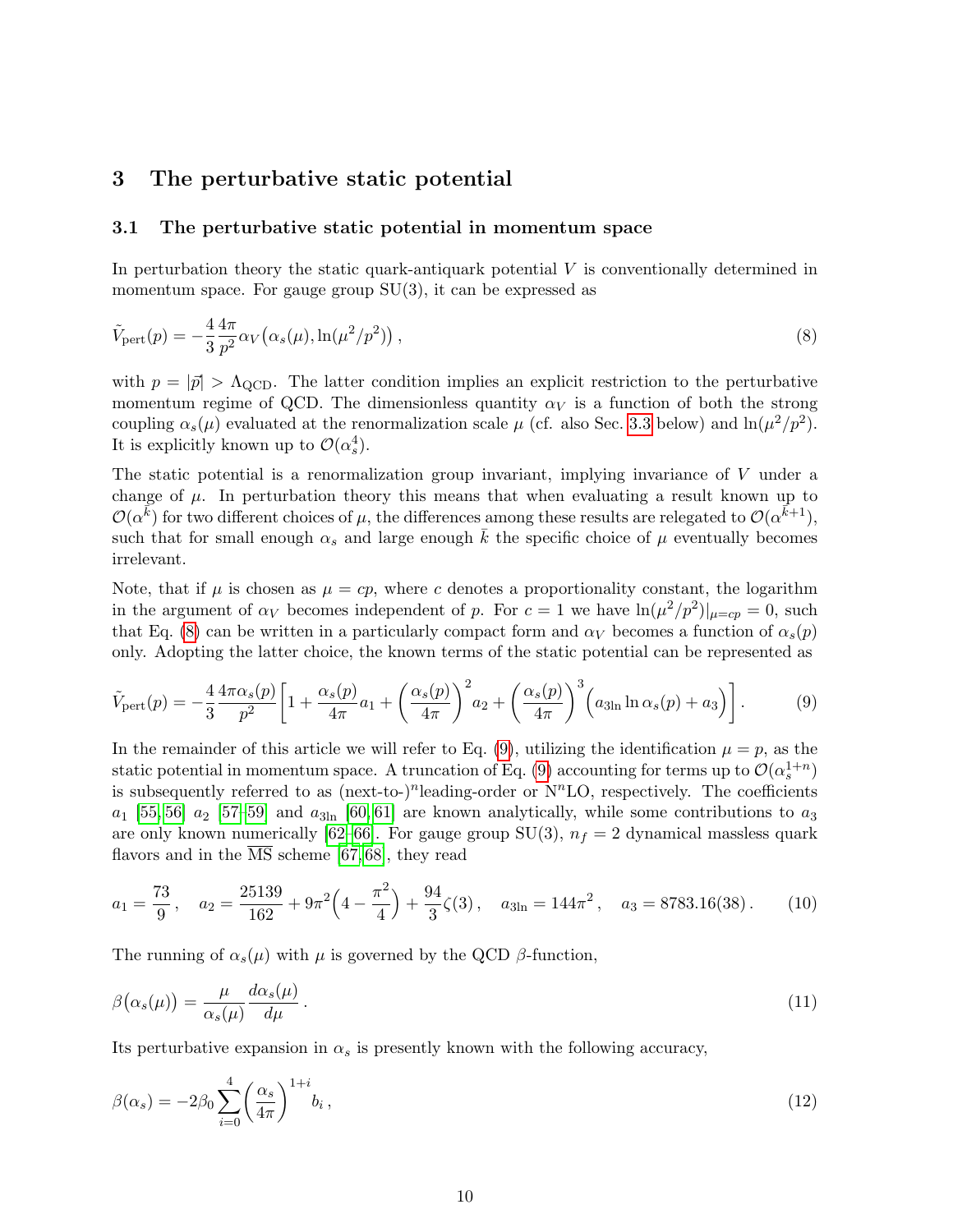## 3 The perturbative static potential

### 3.1 The perturbative static potential in momentum space

In perturbation theory the static quark-antiquark potential $V$ is conventionally determined in momentum space. For gauge group SU(3), it can be expressed as

$$\tilde{V}_{\rm pert}(p) = -\frac{4}{3}\frac{4\pi}{p^2}\alpha_V\big(\alpha_s(\mu), \ln(\mu^2/p^2)\big)\,, \tag{8}$$

with $p = |\vec{p}| > \Lambda_{\rm QCD}$. The latter condition implies an explicit restriction to the perturbative momentum regime of QCD. The dimensionless quantity $\alpha_V$ is a function of both the strong coupling $\alpha_s(\mu)$ evaluated at the renormalization scale $\mu$ (cf. also Sec. 3.3 below) and $\ln(\mu^2/p^2)$. It is explicitly known up to $\mathcal{O}(\alpha_s^4)$.

The static potential is a renormalization group invariant, implying invariance of $V$ under a change of $\mu$. In perturbation theory this means that when evaluating a result known up to $\mathcal{O}(\alpha^{\bar{k}})$ for two different choices of $\mu$, the differences among these results are relegated to $\mathcal{O}(\alpha^{\bar{k}+1})$, such that for small enough $\alpha_s$ and large enough $\bar{k}$ the specific choice of $\mu$ eventually becomes irrelevant.

Note, that if $\mu$ is chosen as $\mu = cp$, where $c$ denotes a proportionality constant, the logarithm in the argument of $\alpha_V$ becomes independent of $p$. For $c = 1$ we have $\ln(\mu^2/p^2)|_{\mu=cp} = 0$, such that Eq. (8) can be written in a particularly compact form and $\alpha_V$ becomes a function of $\alpha_s(p)$ only. Adopting the latter choice, the known terms of the static potential can be represented as

$$\tilde{V}_{\rm pert}(p) = -\frac{4}{3}\frac{4\pi\alpha_s(p)}{p^2}\left[1 + \frac{\alpha_s(p)}{4\pi}a_1 + \left(\frac{\alpha_s(p)}{4\pi}\right)^2 a_2 + \left(\frac{\alpha_s(p)}{4\pi}\right)^3\Big(a_{3\ln}\ln\alpha_s(p) + a_3\Big)\right]. \tag{9}$$

In the remainder of this article we will refer to Eq. (9), utilizing the identification $\mu = p$, as the static potential in momentum space. A truncation of Eq. (9) accounting for terms up to $\mathcal{O}(\alpha_s^{1+n})$ is subsequently referred to as (next-to-)$^n$leading-order or N$^n$LO, respectively. The coefficients $a_1$ [55,56] $a_2$ [57–59] and $a_{3\ln}$ [60,61] are known analytically, while some contributions to $a_3$ are only known numerically [62–66]. For gauge group SU(3), $n_f = 2$ dynamical massless quark flavors and in the $\overline{\rm MS}$ scheme [67,68], they read

$$a_1 = \frac{73}{9}\,,\quad a_2 = \frac{25139}{162} + 9\pi^2\Big(4 - \frac{\pi^2}{4}\Big) + \frac{94}{3}\zeta(3)\,,\quad a_{3\ln} = 144\pi^2\,,\quad a_3 = 8783.16(38)\,. \tag{10}$$

The running of $\alpha_s(\mu)$ with $\mu$ is governed by the QCD $\beta$-function,

$$\beta\big(\alpha_s(\mu)\big) = \frac{\mu}{\alpha_s(\mu)}\frac{d\alpha_s(\mu)}{d\mu}\,. \tag{11}$$

Its perturbative expansion in $\alpha_s$ is presently known with the following accuracy,

$$\beta(\alpha_s) = -2\beta_0\sum_{i=0}^{4}\left(\frac{\alpha_s}{4\pi}\right)^{1+i} b_i\,, \tag{12}$$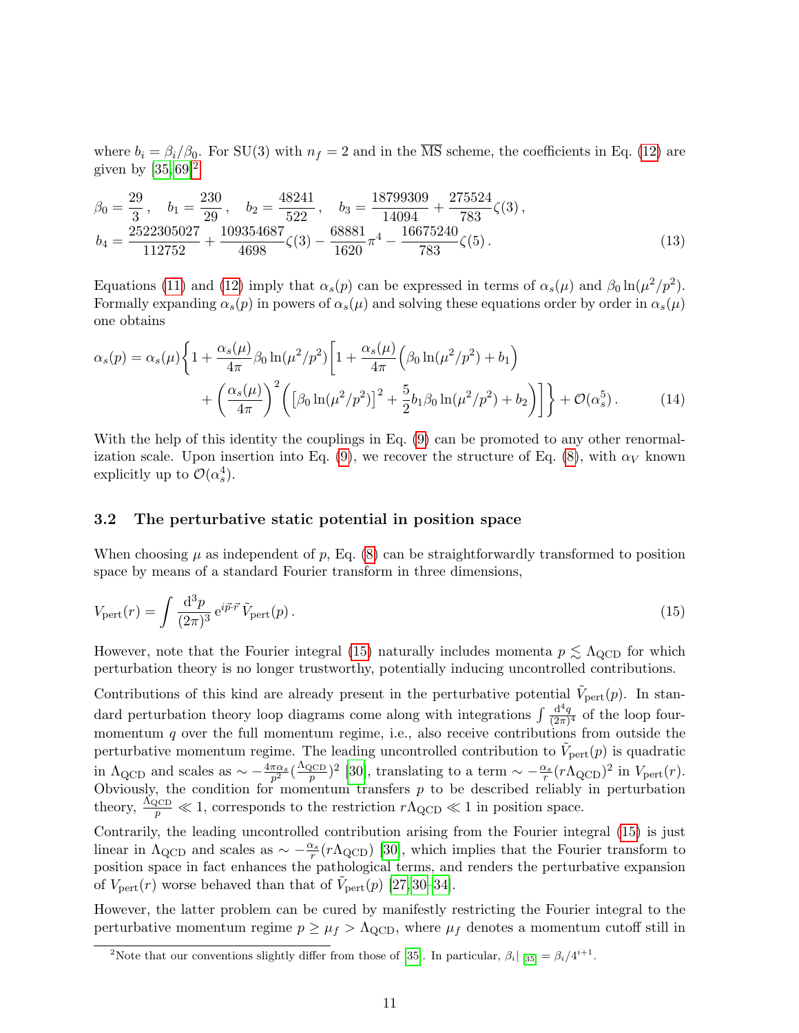where $b_i = \beta_i/\beta_0$. For SU(3) with $n_f = 2$ and in the $\overline{\text{MS}}$ scheme, the coefficients in Eq. (12) are given by [35, 69][2]

$$\beta_0 = \frac{29}{3}\,, \quad b_1 = \frac{230}{29}\,, \quad b_2 = \frac{48241}{522}\,, \quad b_3 = \frac{18799309}{14094} + \frac{275524}{783}\zeta(3)\,,$$
$$b_4 = \frac{2522305027}{112752} + \frac{109354687}{4698}\zeta(3) - \frac{68881}{1620}\pi^4 - \frac{16675240}{783}\zeta(5)\,. \tag{13}$$

Equations (11) and (12) imply that $\alpha_s(p)$ can be expressed in terms of $\alpha_s(\mu)$ and $\beta_0 \ln(\mu^2/p^2)$. Formally expanding $\alpha_s(p)$ in powers of $\alpha_s(\mu)$ and solving these equations order by order in $\alpha_s(\mu)$ one obtains

$$\alpha_s(p) = \alpha_s(\mu)\bigg\{1 + \frac{\alpha_s(\mu)}{4\pi}\beta_0 \ln(\mu^2/p^2)\bigg[1 + \frac{\alpha_s(\mu)}{4\pi}\Big(\beta_0 \ln(\mu^2/p^2) + b_1\Big)$$
$$+ \left(\frac{\alpha_s(\mu)}{4\pi}\right)^2\bigg(\big[\beta_0 \ln(\mu^2/p^2)\big]^2 + \frac{5}{2}b_1\beta_0\ln(\mu^2/p^2) + b_2\bigg)\bigg]\bigg\} + \mathcal{O}(\alpha_s^5)\,. \tag{14}$$

With the help of this identity the couplings in Eq. (9) can be promoted to any other renormalization scale. Upon insertion into Eq. (9), we recover the structure of Eq. (8), with $\alpha_V$ known explicitly up to $\mathcal{O}(\alpha_s^4)$.

### 3.2 The perturbative static potential in position space

When choosing $\mu$ as independent of $p$, Eq. (8) can be straightforwardly transformed to position space by means of a standard Fourier transform in three dimensions,

$$V_{\text{pert}}(r) = \int \frac{\mathrm{d}^3p}{(2\pi)^3}\, \mathrm{e}^{i\vec{p}\cdot\vec{r}}\, \tilde{V}_{\text{pert}}(p)\,. \tag{15}$$

However, note that the Fourier integral (15) naturally includes momenta $p \lesssim \Lambda_{\text{QCD}}$ for which perturbation theory is no longer trustworthy, potentially inducing uncontrolled contributions.

Contributions of this kind are already present in the perturbative potential $\tilde{V}_{\text{pert}}(p)$. In standard perturbation theory loop diagrams come along with integrations $\int \frac{\mathrm{d}^4q}{(2\pi)^4}$ of the loop four-momentum $q$ over the full momentum regime, i.e., also receive contributions from outside the perturbative momentum regime. The leading uncontrolled contribution to $\tilde{V}_{\text{pert}}(p)$ is quadratic in $\Lambda_{\text{QCD}}$ and scales as $\sim -\frac{4\pi\alpha_s}{p^2}(\frac{\Lambda_{\text{QCD}}}{p})^2$ [30], translating to a term $\sim -\frac{\alpha_s}{r}(r\Lambda_{\text{QCD}})^2$ in $V_{\text{pert}}(r)$. Obviously, the condition for momentum transfers $p$ to be described reliably in perturbation theory, $\frac{\Lambda_{\text{QCD}}}{p} \ll 1$, corresponds to the restriction $r\Lambda_{\text{QCD}} \ll 1$ in position space.

Contrarily, the leading uncontrolled contribution arising from the Fourier integral (15) is just linear in $\Lambda_{\text{QCD}}$ and scales as $\sim -\frac{\alpha_s}{r}(r\Lambda_{\text{QCD}})$ [30], which implies that the Fourier transform to position space in fact enhances the pathological terms, and renders the perturbative expansion of $V_{\text{pert}}(r)$ worse behaved than that of $\tilde{V}_{\text{pert}}(p)$ [27, 30–34].

However, the latter problem can be cured by manifestly restricting the Fourier integral to the perturbative momentum regime $p \geq \mu_f > \Lambda_{\text{QCD}}$, where $\mu_f$ denotes a momentum cutoff still in

[2] Note that our conventions slightly differ from those of [35]. In particular, $\beta_i|_{[35]} = \beta_i/4^{i+1}$.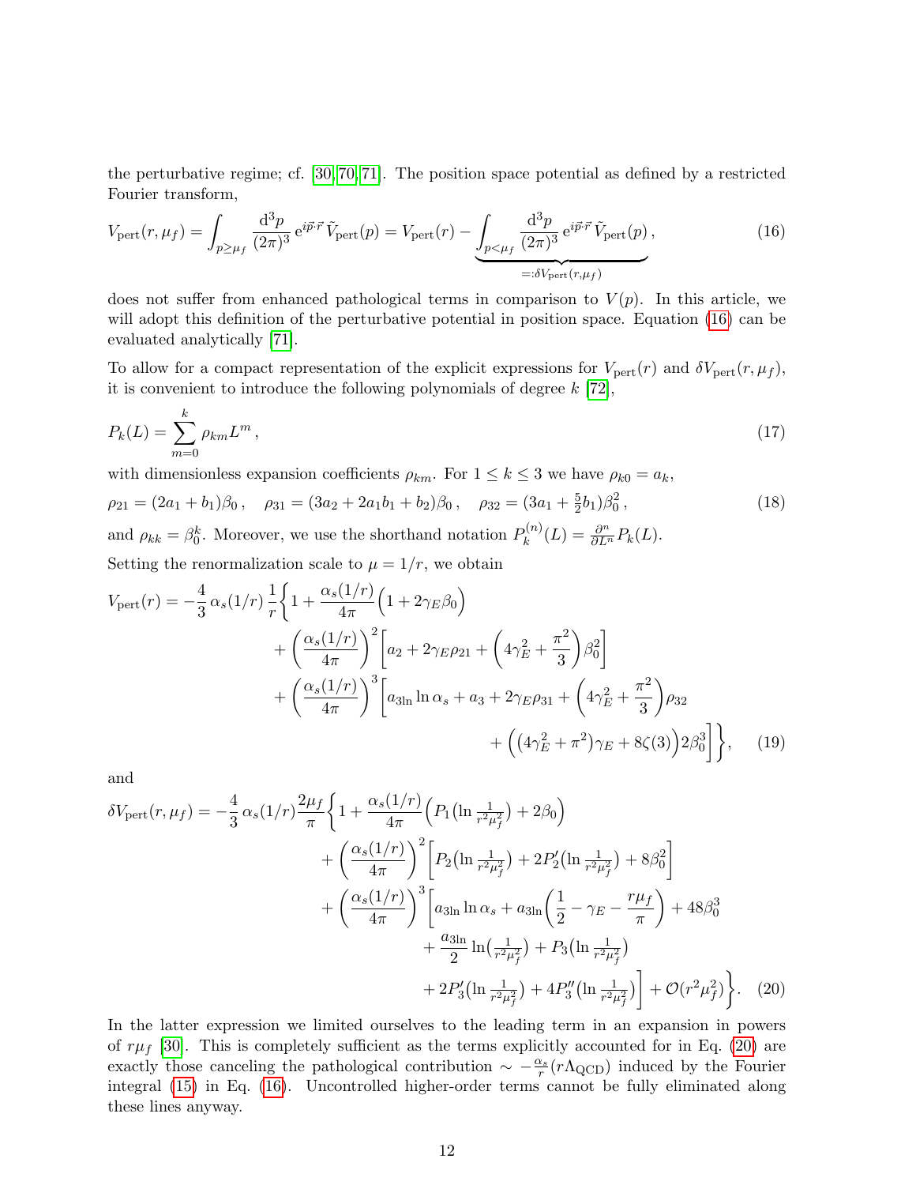the perturbative regime; cf. [30, 70, 71]. The position space potential as defined by a restricted Fourier transform,

$$V_{\rm pert}(r,\mu_f) = \int_{p\geq\mu_f} \frac{{\rm d}^3p}{(2\pi)^3}\,{\rm e}^{i\vec{p}\cdot\vec{r}}\,\tilde{V}_{\rm pert}(p) = V_{\rm pert}(r) - \underbrace{\int_{p<\mu_f} \frac{{\rm d}^3p}{(2\pi)^3}\,{\rm e}^{i\vec{p}\cdot\vec{r}}\,\tilde{V}_{\rm pert}(p)}_{=:\delta V_{\rm pert}(r,\mu_f)}\,, \tag{16}$$

does not suffer from enhanced pathological terms in comparison to $V(p)$. In this article, we will adopt this definition of the perturbative potential in position space. Equation (16) can be evaluated analytically [71].

To allow for a compact representation of the explicit expressions for $V_{\rm pert}(r)$ and $\delta V_{\rm pert}(r,\mu_f)$, it is convenient to introduce the following polynomials of degree $k$ [72],

$$P_k(L) = \sum_{m=0}^{k} \rho_{km} L^m\,, \tag{17}$$

with dimensionless expansion coefficients $\rho_{km}$. For $1 \leq k \leq 3$ we have $\rho_{k0} = a_k$,

$$\rho_{21} = (2a_1 + b_1)\beta_0\,, \quad \rho_{31} = (3a_2 + 2a_1 b_1 + b_2)\beta_0\,, \quad \rho_{32} = (3a_1 + \tfrac{5}{2}b_1)\beta_0^2\,, \tag{18}$$

and $\rho_{kk} = \beta_0^k$. Moreover, we use the shorthand notation $P_k^{(n)}(L) = \frac{\partial^n}{\partial L^n} P_k(L)$.

Setting the renormalization scale to $\mu = 1/r$, we obtain

$$\begin{aligned}
V_{\rm pert}(r) = -\frac{4}{3}\,\alpha_s(1/r)\,\frac{1}{r}\bigg\{ 1 &+ \frac{\alpha_s(1/r)}{4\pi}\Big(1 + 2\gamma_E\beta_0\Big) \\
&+ \left(\frac{\alpha_s(1/r)}{4\pi}\right)^2\bigg[a_2 + 2\gamma_E\rho_{21} + \left(4\gamma_E^2 + \frac{\pi^2}{3}\right)\beta_0^2\bigg] \\
&+ \left(\frac{\alpha_s(1/r)}{4\pi}\right)^3\bigg[a_{3\ln}\ln\alpha_s + a_3 + 2\gamma_E\rho_{31} + \left(4\gamma_E^2 + \frac{\pi^2}{3}\right)\rho_{32} \\
&\qquad + \Big(\big(4\gamma_E^2 + \pi^2\big)\gamma_E + 8\zeta(3)\Big)2\beta_0^3\bigg]\bigg\},
\end{aligned} \tag{19}$$

and

$$\begin{aligned}
\delta V_{\rm pert}(r,\mu_f) = -\frac{4}{3}\,\alpha_s(1/r)\frac{2\mu_f}{\pi}\bigg\{ 1 &+ \frac{\alpha_s(1/r)}{4\pi}\Big(P_1\big(\ln\tfrac{1}{r^2\mu_f^2}\big) + 2\beta_0\Big) \\
&+ \left(\frac{\alpha_s(1/r)}{4\pi}\right)^2\bigg[P_2\big(\ln\tfrac{1}{r^2\mu_f^2}\big) + 2P_2'\big(\ln\tfrac{1}{r^2\mu_f^2}\big) + 8\beta_0^2\bigg] \\
&+ \left(\frac{\alpha_s(1/r)}{4\pi}\right)^3\bigg[a_{3\ln}\ln\alpha_s + a_{3\ln}\left(\frac{1}{2} - \gamma_E - \frac{r\mu_f}{\pi}\right) + 48\beta_0^3 \\
&\qquad + \frac{a_{3\ln}}{2}\ln\big(\tfrac{1}{r^2\mu_f^2}\big) + P_3\big(\ln\tfrac{1}{r^2\mu_f^2}\big) \\
&\qquad + 2P_3'\big(\ln\tfrac{1}{r^2\mu_f^2}\big) + 4P_3''\big(\ln\tfrac{1}{r^2\mu_f^2}\big)\bigg] + \mathcal{O}(r^2\mu_f^2)\bigg\}.
\end{aligned} \tag{20}$$

In the latter expression we limited ourselves to the leading term in an expansion in powers of $r\mu_f$ [30]. This is completely sufficient as the terms explicitly accounted for in Eq. (20) are exactly those canceling the pathological contribution $\sim -\frac{\alpha_s}{r}(r\Lambda_{\rm QCD})$ induced by the Fourier integral (15) in Eq. (16). Uncontrolled higher-order terms cannot be fully eliminated along these lines anyway.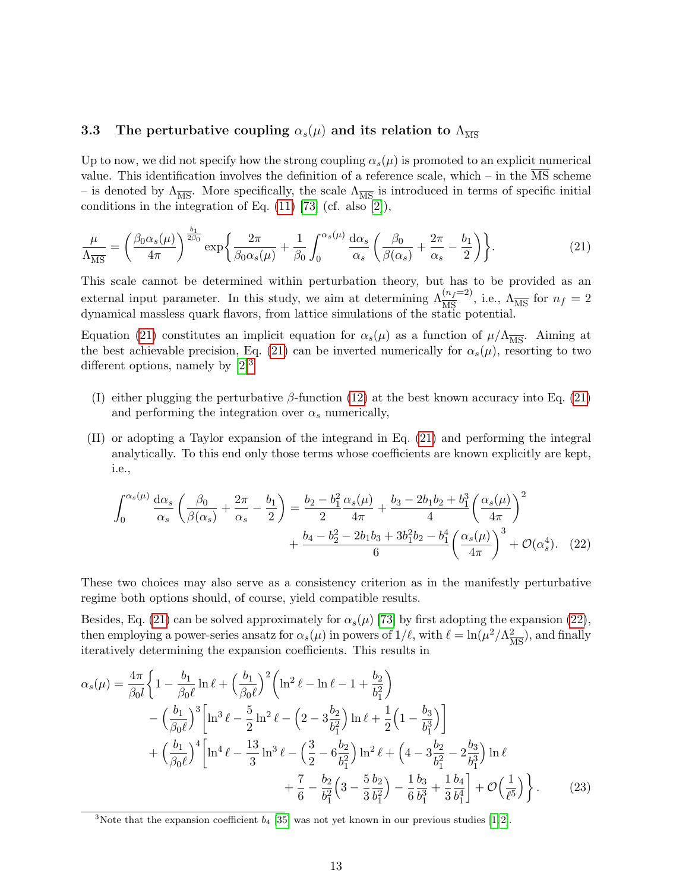### 3.3 The perturbative coupling $\alpha_s(\mu)$ and its relation to $\Lambda_{\overline{\rm MS}}$

Up to now, we did not specify how the strong coupling $\alpha_s(\mu)$ is promoted to an explicit numerical value. This identification involves the definition of a reference scale, which – in the $\overline{\rm MS}$ scheme – is denoted by $\Lambda_{\overline{\rm MS}}$. More specifically, the scale $\Lambda_{\overline{\rm MS}}$ is introduced in terms of specific initial conditions in the integration of Eq. (11) [73] (cf. also [2]),

$$\frac{\mu}{\Lambda_{\overline{\rm MS}}} = \left(\frac{\beta_0 \alpha_s(\mu)}{4\pi}\right)^{\frac{b_1}{2\beta_0}} \exp\left\{\frac{2\pi}{\beta_0 \alpha_s(\mu)} + \frac{1}{\beta_0}\int_0^{\alpha_s(\mu)} \frac{{\rm d}\alpha_s}{\alpha_s}\left(\frac{\beta_0}{\beta(\alpha_s)} + \frac{2\pi}{\alpha_s} - \frac{b_1}{2}\right)\right\}. \tag{21}$$

This scale cannot be determined within perturbation theory, but has to be provided as an external input parameter. In this study, we aim at determining $\Lambda_{\overline{\rm MS}}^{(n_f=2)}$, i.e., $\Lambda_{\overline{\rm MS}}$ for $n_f = 2$ dynamical massless quark flavors, from lattice simulations of the static potential.

Equation (21) constitutes an implicit equation for $\alpha_s(\mu)$ as a function of $\mu/\Lambda_{\overline{\rm MS}}$. Aiming at the best achievable precision, Eq. (21) can be inverted numerically for $\alpha_s(\mu)$, resorting to two different options, namely by [2][3]

(I) either plugging the perturbative $\beta$-function (12) at the best known accuracy into Eq. (21) and performing the integration over $\alpha_s$ numerically,

(II) or adopting a Taylor expansion of the integrand in Eq. (21) and performing the integral analytically. To this end only those terms whose coefficients are known explicitly are kept, i.e.,

$$\int_0^{\alpha_s(\mu)} \frac{{\rm d}\alpha_s}{\alpha_s}\left(\frac{\beta_0}{\beta(\alpha_s)} + \frac{2\pi}{\alpha_s} - \frac{b_1}{2}\right) = \frac{b_2 - b_1^2}{2}\frac{\alpha_s(\mu)}{4\pi} + \frac{b_3 - 2b_1 b_2 + b_1^3}{4}\left(\frac{\alpha_s(\mu)}{4\pi}\right)^2 + \frac{b_4 - b_2^2 - 2b_1 b_3 + 3b_1^2 b_2 - b_1^4}{6}\left(\frac{\alpha_s(\mu)}{4\pi}\right)^3 + \mathcal{O}(\alpha_s^4). \tag{22}$$

These two choices may also serve as a consistency criterion as in the manifestly perturbative regime both options should, of course, yield compatible results.

Besides, Eq. (21) can be solved approximately for $\alpha_s(\mu)$ [73] by first adopting the expansion (22), then employing a power-series ansatz for $\alpha_s(\mu)$ in powers of $1/\ell$, with $\ell = \ln(\mu^2/\Lambda_{\overline{\rm MS}}^2)$, and finally iteratively determining the expansion coefficients. This results in

$$\begin{aligned}
\alpha_s(\mu) = \frac{4\pi}{\beta_0 l}\Bigg\{ 1 &- \frac{b_1}{\beta_0 \ell}\ln\ell + \left(\frac{b_1}{\beta_0\ell}\right)^2\left(\ln^2\ell - \ln\ell - 1 + \frac{b_2}{b_1^2}\right) \\
&- \left(\frac{b_1}{\beta_0\ell}\right)^3\left[\ln^3\ell - \frac{5}{2}\ln^2\ell - \left(2 - 3\frac{b_2}{b_1^2}\right)\ln\ell + \frac{1}{2}\left(1 - \frac{b_3}{b_1^3}\right)\right] \\
&+ \left(\frac{b_1}{\beta_0\ell}\right)^4\Bigg[\ln^4\ell - \frac{13}{3}\ln^3\ell - \left(\frac{3}{2} - 6\frac{b_2}{b_1^2}\right)\ln^2\ell + \left(4 - 3\frac{b_2}{b_1^2} - 2\frac{b_3}{b_1^3}\right)\ln\ell \\
&\qquad + \frac{7}{6} - \frac{b_2}{b_1^2}\left(3 - \frac{5}{3}\frac{b_2}{b_1^2}\right) - \frac{1}{6}\frac{b_3}{b_1^3} + \frac{1}{3}\frac{b_4}{b_1^4}\Bigg] + \mathcal{O}\left(\frac{1}{\ell^5}\right)\Bigg\}.
\end{aligned} \tag{23}$$

[3] Note that the expansion coefficient $b_4$ [35] was not yet known in our previous studies [1,2].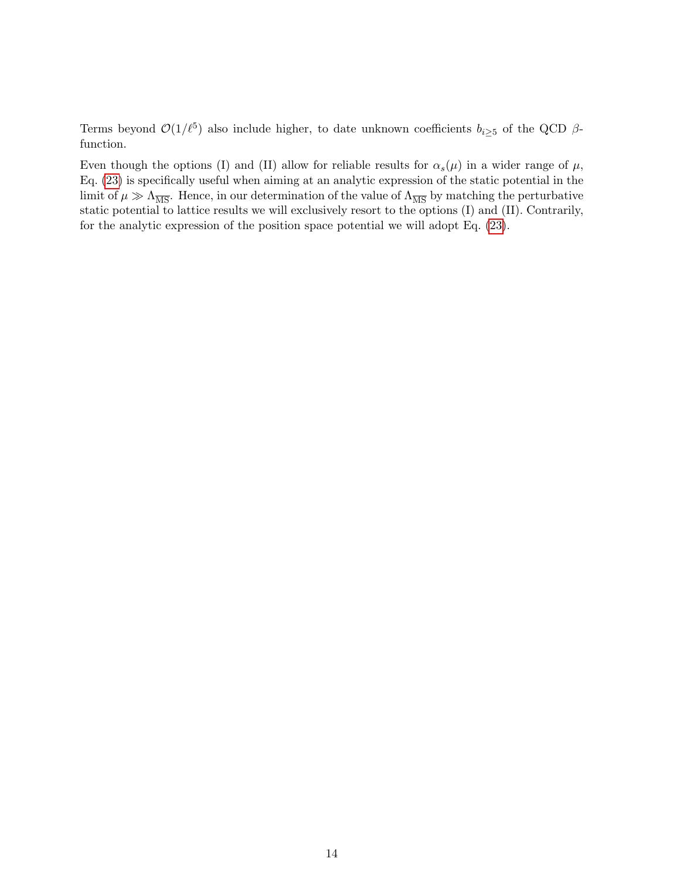Terms beyond $\mathcal{O}(1/\ell^5)$ also include higher, to date unknown coefficients $b_{i\geq 5}$ of the QCD $\beta$-function.

Even though the options (I) and (II) allow for reliable results for $\alpha_s(\mu)$ in a wider range of $\mu$, Eq. (23) is specifically useful when aiming at an analytic expression of the static potential in the limit of $\mu \gg \Lambda_{\overline{\rm MS}}$. Hence, in our determination of the value of $\Lambda_{\overline{\rm MS}}$ by matching the perturbative static potential to lattice results we will exclusively resort to the options (I) and (II). Contrarily, for the analytic expression of the position space potential we will adopt Eq. (23).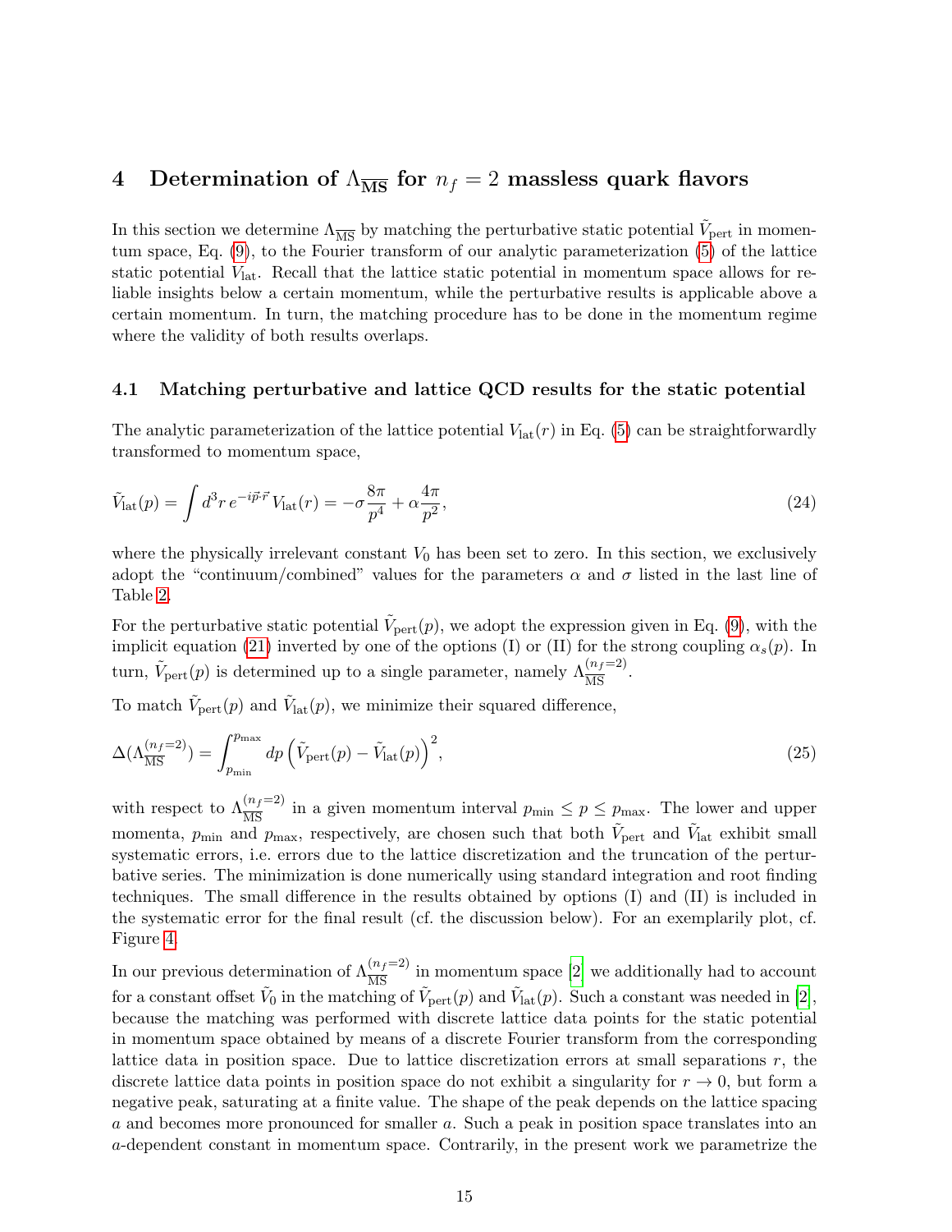# 4 Determination of $\Lambda_{\overline{\rm MS}}$ for $n_f = 2$ massless quark flavors

In this section we determine $\Lambda_{\overline{\rm MS}}$ by matching the perturbative static potential $\tilde{V}_{\rm pert}$ in momentum space, Eq. (9), to the Fourier transform of our analytic parameterization (5) of the lattice static potential $V_{\rm lat}$. Recall that the lattice static potential in momentum space allows for reliable insights below a certain momentum, while the perturbative results is applicable above a certain momentum. In turn, the matching procedure has to be done in the momentum regime where the validity of both results overlaps.

## 4.1 Matching perturbative and lattice QCD results for the static potential

The analytic parameterization of the lattice potential $V_{\rm lat}(r)$ in Eq. (5) can be straightforwardly transformed to momentum space,

$$\tilde{V}_{\rm lat}(p) = \int d^3r \, e^{-i\vec{p}\cdot\vec{r}} \, V_{\rm lat}(r) = -\sigma \frac{8\pi}{p^4} + \alpha \frac{4\pi}{p^2}, \tag{24}$$

where the physically irrelevant constant $V_0$ has been set to zero. In this section, we exclusively adopt the "continuum/combined" values for the parameters $\alpha$ and $\sigma$ listed in the last line of Table 2.

For the perturbative static potential $\tilde{V}_{\rm pert}(p)$, we adopt the expression given in Eq. (9), with the implicit equation (21) inverted by one of the options (I) or (II) for the strong coupling $\alpha_s(p)$. In turn, $\tilde{V}_{\rm pert}(p)$ is determined up to a single parameter, namely $\Lambda_{\overline{\rm MS}}^{(n_f=2)}$.

To match $\tilde{V}_{\rm pert}(p)$ and $\tilde{V}_{\rm lat}(p)$, we minimize their squared difference,

$$\Delta(\Lambda_{\overline{\rm MS}}^{(n_f=2)}) = \int_{p_{\rm min}}^{p_{\rm max}} dp \left( \tilde{V}_{\rm pert}(p) - \tilde{V}_{\rm lat}(p) \right)^2, \tag{25}$$

with respect to $\Lambda_{\overline{\rm MS}}^{(n_f=2)}$ in a given momentum interval $p_{\rm min} \leq p \leq p_{\rm max}$. The lower and upper momenta, $p_{\rm min}$ and $p_{\rm max}$, respectively, are chosen such that both $\tilde{V}_{\rm pert}$ and $\tilde{V}_{\rm lat}$ exhibit small systematic errors, i.e. errors due to the lattice discretization and the truncation of the perturbative series. The minimization is done numerically using standard integration and root finding techniques. The small difference in the results obtained by options (I) and (II) is included in the systematic error for the final result (cf. the discussion below). For an exemplarily plot, cf. Figure 4.

In our previous determination of $\Lambda_{\overline{\rm MS}}^{(n_f=2)}$ in momentum space [2] we additionally had to account for a constant offset $\tilde{V}_0$ in the matching of $\tilde{V}_{\rm pert}(p)$ and $\tilde{V}_{\rm lat}(p)$. Such a constant was needed in [2], because the matching was performed with discrete lattice data points for the static potential in momentum space obtained by means of a discrete Fourier transform from the corresponding lattice data in position space. Due to lattice discretization errors at small separations $r$, the discrete lattice data points in position space do not exhibit a singularity for $r \to 0$, but form a negative peak, saturating at a finite value. The shape of the peak depends on the lattice spacing $a$ and becomes more pronounced for smaller $a$. Such a peak in position space translates into an $a$-dependent constant in momentum space. Contrarily, in the present work we parametrize the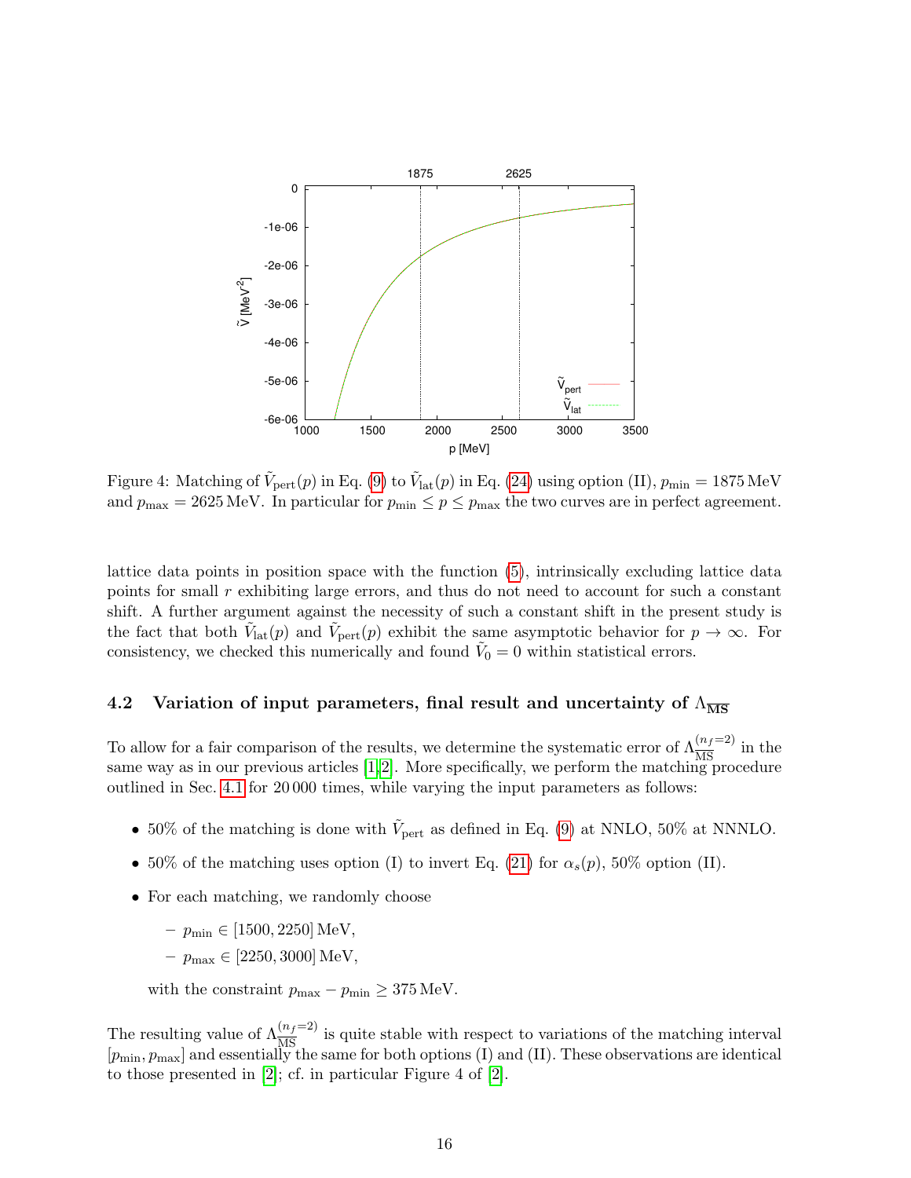Figure 4: Matching of $\tilde{V}_{\text{pert}}(p)$ in Eq. (9) to $\tilde{V}_{\text{lat}}(p)$ in Eq. (24) using option (II), $p_{\text{min}} = 1875\,\text{MeV}$ and $p_{\text{max}} = 2625\,\text{MeV}$. In particular for $p_{\text{min}} \leq p \leq p_{\text{max}}$ the two curves are in perfect agreement.

lattice data points in position space with the function (5), intrinsically excluding lattice data points for small $r$ exhibiting large errors, and thus do not need to account for such a constant shift. A further argument against the necessity of such a constant shift in the present study is the fact that both $\tilde{V}_{\text{lat}}(p)$ and $\tilde{V}_{\text{pert}}(p)$ exhibit the same asymptotic behavior for $p \to \infty$. For consistency, we checked this numerically and found $\tilde{V}_0 = 0$ within statistical errors.

### 4.2 Variation of input parameters, final result and uncertainty of $\Lambda_{\overline{\text{MS}}}$

To allow for a fair comparison of the results, we determine the systematic error of $\Lambda_{\overline{\text{MS}}}^{(n_f=2)}$ in the same way as in our previous articles [1,2]. More specifically, we perform the matching procedure outlined in Sec. 4.1 for 20 000 times, while varying the input parameters as follows:

- 50% of the matching is done with $\tilde{V}_{\text{pert}}$ as defined in Eq. (9) at NNLO, 50% at NNNLO.
- 50% of the matching uses option (I) to invert Eq. (21) for $\alpha_s(p)$, 50% option (II).
- For each matching, we randomly choose
  - $p_{\text{min}} \in [1500, 2250]\,\text{MeV}$,
  - $p_{\text{max}} \in [2250, 3000]\,\text{MeV}$,

  with the constraint $p_{\text{max}} - p_{\text{min}} \geq 375\,\text{MeV}$.

The resulting value of $\Lambda_{\overline{\text{MS}}}^{(n_f=2)}$ is quite stable with respect to variations of the matching interval $[p_{\text{min}}, p_{\text{max}}]$ and essentially the same for both options (I) and (II). These observations are identical to those presented in [2]; cf. in particular Figure 4 of [2].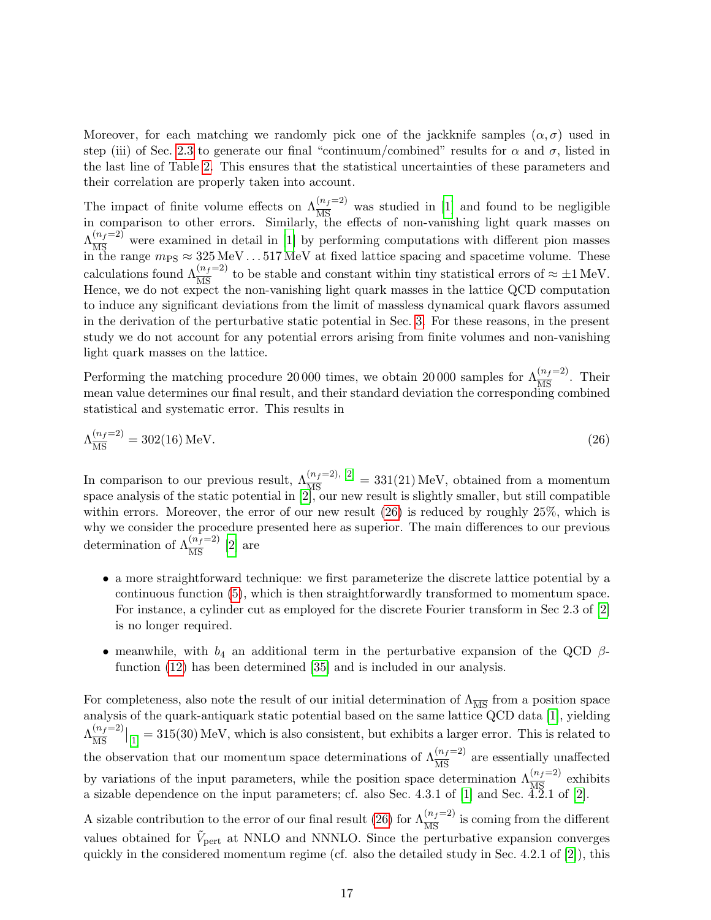Moreover, for each matching we randomly pick one of the jackknife samples $(\alpha, \sigma)$ used in step (iii) of Sec. 2.3 to generate our final "continuum/combined" results for $\alpha$ and $\sigma$, listed in the last line of Table 2. This ensures that the statistical uncertainties of these parameters and their correlation are properly taken into account.

The impact of finite volume effects on $\Lambda_{\overline{\rm MS}}^{(n_f=2)}$ was studied in [1] and found to be negligible in comparison to other errors. Similarly, the effects of non-vanishing light quark masses on $\Lambda_{\overline{\rm MS}}^{(n_f=2)}$ were examined in detail in [1] by performing computations with different pion masses in the range $m_{\rm PS} \approx 325\,\text{MeV} \ldots 517\,\text{MeV}$ at fixed lattice spacing and spacetime volume. These calculations found $\Lambda_{\overline{\rm MS}}^{(n_f=2)}$ to be stable and constant within tiny statistical errors of $\approx \pm 1\,\text{MeV}$. Hence, we do not expect the non-vanishing light quark masses in the lattice QCD computation to induce any significant deviations from the limit of massless dynamical quark flavors assumed in the derivation of the perturbative static potential in Sec. 3. For these reasons, in the present study we do not account for any potential errors arising from finite volumes and non-vanishing light quark masses on the lattice.

Performing the matching procedure 20 000 times, we obtain 20 000 samples for $\Lambda_{\overline{\rm MS}}^{(n_f=2)}$. Their mean value determines our final result, and their standard deviation the corresponding combined statistical and systematic error. This results in

$$\Lambda_{\overline{\rm MS}}^{(n_f=2)} = 302(16)\,\text{MeV}. \tag{26}$$

In comparison to our previous result, $\Lambda_{\overline{\rm MS}}^{(n_f=2),\,[2]} = 331(21)\,\text{MeV}$, obtained from a momentum space analysis of the static potential in [2], our new result is slightly smaller, but still compatible within errors. Moreover, the error of our new result (26) is reduced by roughly 25%, which is why we consider the procedure presented here as superior. The main differences to our previous determination of $\Lambda_{\overline{\rm MS}}^{(n_f=2)}$ [2] are

- a more straightforward technique: we first parameterize the discrete lattice potential by a continuous function (5), which is then straightforwardly transformed to momentum space. For instance, a cylinder cut as employed for the discrete Fourier transform in Sec 2.3 of [2] is no longer required.
- meanwhile, with $b_4$ an additional term in the perturbative expansion of the QCD $\beta$-function (12) has been determined [35] and is included in our analysis.

For completeness, also note the result of our initial determination of $\Lambda_{\overline{\rm MS}}$ from a position space analysis of the quark-antiquark static potential based on the same lattice QCD data [1], yielding $\Lambda_{\overline{\rm MS}}^{(n_f=2)}\big|_{[1]} = 315(30)\,\text{MeV}$, which is also consistent, but exhibits a larger error. This is related to the observation that our momentum space determinations of $\Lambda_{\overline{\rm MS}}^{(n_f=2)}$ are essentially unaffected by variations of the input parameters, while the position space determination $\Lambda_{\overline{\rm MS}}^{(n_f=2)}$ exhibits a sizable dependence on the input parameters; cf. also Sec. 4.3.1 of [1] and Sec. 4.2.1 of [2].

A sizable contribution to the error of our final result (26) for $\Lambda_{\overline{\rm MS}}^{(n_f=2)}$ is coming from the different values obtained for $\tilde{V}_{\rm pert}$ at NNLO and NNNLO. Since the perturbative expansion converges quickly in the considered momentum regime (cf. also the detailed study in Sec. 4.2.1 of [2]), this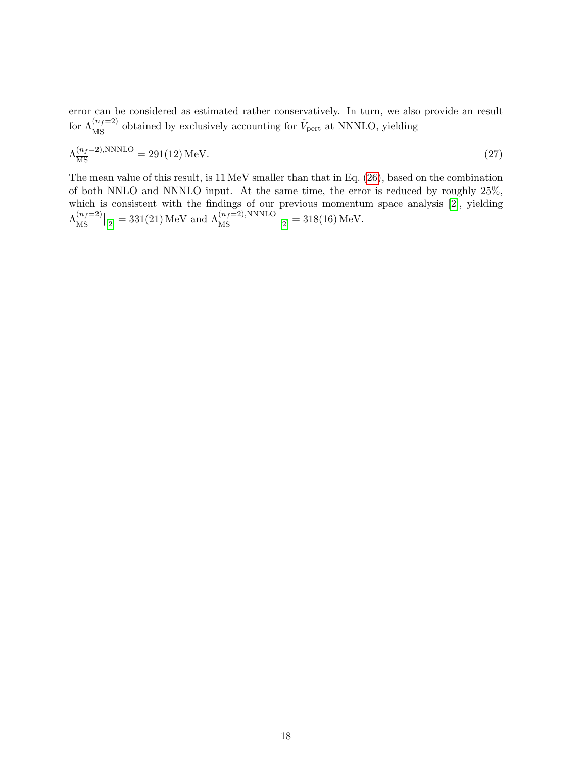error can be considered as estimated rather conservatively. In turn, we also provide an result for $\Lambda_{\overline{\rm MS}}^{(n_f=2)}$ obtained by exclusively accounting for $\tilde{V}_{\rm pert}$ at NNNLO, yielding

$$\Lambda_{\overline{\rm MS}}^{(n_f=2),{\rm NNNLO}} = 291(12)\,{\rm MeV}. \tag{27}$$

The mean value of this result, is 11 MeV smaller than that in Eq. (26), based on the combination of both NNLO and NNNLO input. At the same time, the error is reduced by roughly 25%, which is consistent with the findings of our previous momentum space analysis [2], yielding $\Lambda_{\overline{\rm MS}}^{(n_f=2)}|_{[2]} = 331(21)\,{\rm MeV}$ and $\Lambda_{\overline{\rm MS}}^{(n_f=2),{\rm NNNLO}}|_{[2]} = 318(16)\,{\rm MeV}$.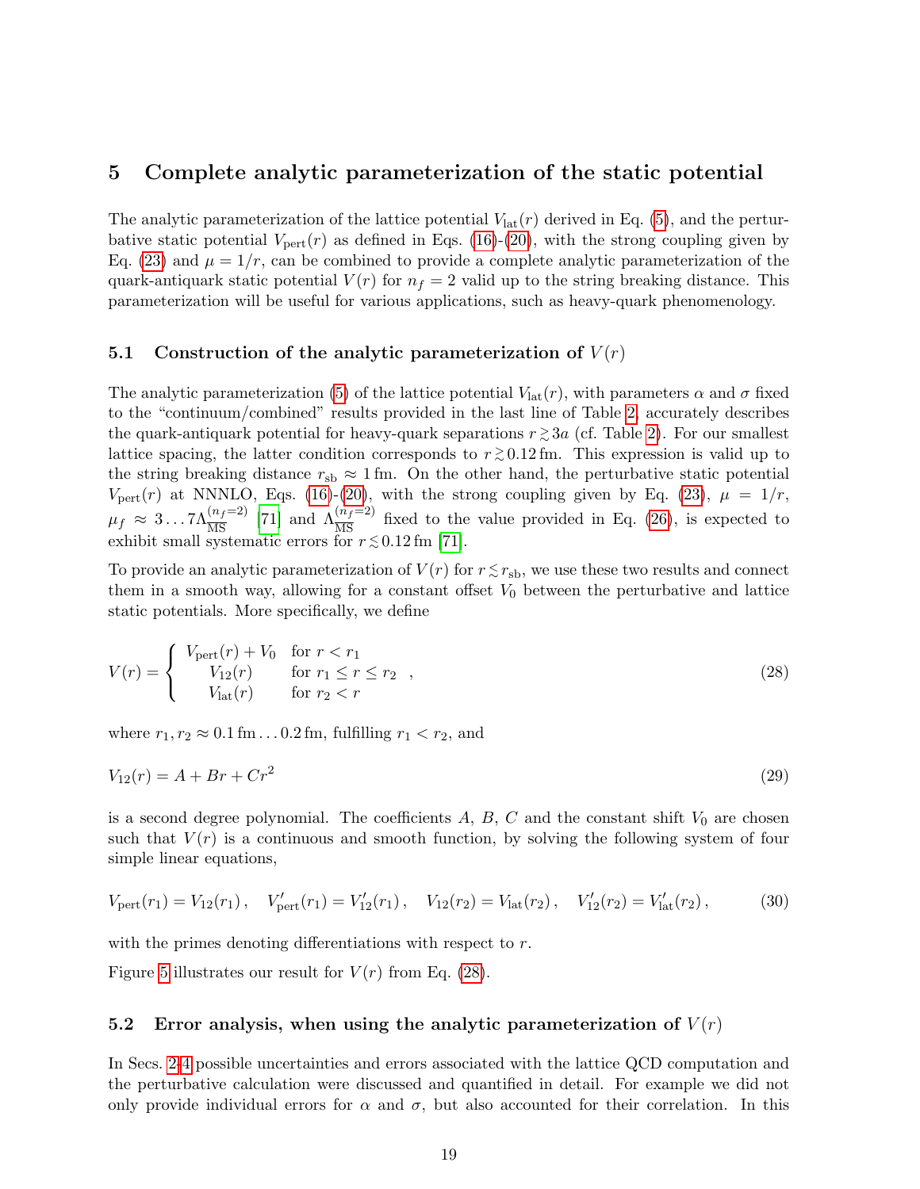## 5 Complete analytic parameterization of the static potential

The analytic parameterization of the lattice potential $V_{\text{lat}}(r)$ derived in Eq. (5), and the perturbative static potential $V_{\text{pert}}(r)$ as defined in Eqs. (16)-(20), with the strong coupling given by Eq. (23) and $\mu = 1/r$, can be combined to provide a complete analytic parameterization of the quark-antiquark static potential $V(r)$ for $n_f = 2$ valid up to the string breaking distance. This parameterization will be useful for various applications, such as heavy-quark phenomenology.

### 5.1 Construction of the analytic parameterization of $V(r)$

The analytic parameterization (5) of the lattice potential $V_{\text{lat}}(r)$, with parameters $\alpha$ and $\sigma$ fixed to the "continuum/combined" results provided in the last line of Table 2, accurately describes the quark-antiquark potential for heavy-quark separations $r \gtrsim 3a$ (cf. Table 2). For our smallest lattice spacing, the latter condition corresponds to $r \gtrsim 0.12\,\text{fm}$. This expression is valid up to the string breaking distance $r_{\text{sb}} \approx 1\,\text{fm}$. On the other hand, the perturbative static potential $V_{\text{pert}}(r)$ at NNNLO, Eqs. (16)-(20), with the strong coupling given by Eq. (23), $\mu = 1/r$, $\mu_f \approx 3 \ldots 7\Lambda_{\overline{\text{MS}}}^{(n_f=2)}$ [71] and $\Lambda_{\overline{\text{MS}}}^{(n_f=2)}$ fixed to the value provided in Eq. (26), is expected to exhibit small systematic errors for $r \lesssim 0.12\,\text{fm}$ [71].

To provide an analytic parameterization of $V(r)$ for $r \lesssim r_{\text{sb}}$, we use these two results and connect them in a smooth way, allowing for a constant offset $V_0$ between the perturbative and lattice static potentials. More specifically, we define

$$V(r) = \begin{cases} V_{\text{pert}}(r) + V_0 & \text{for } r < r_1 \\ V_{12}(r) & \text{for } r_1 \leq r \leq r_2 \\ V_{\text{lat}}(r) & \text{for } r_2 < r \end{cases}, \tag{28}$$

where $r_1, r_2 \approx 0.1\,\text{fm} \ldots 0.2\,\text{fm}$, fulfilling $r_1 < r_2$, and

$$V_{12}(r) = A + Br + Cr^2 \tag{29}$$

is a second degree polynomial. The coefficients $A$, $B$, $C$ and the constant shift $V_0$ are chosen such that $V(r)$ is a continuous and smooth function, by solving the following system of four simple linear equations,

$$V_{\text{pert}}(r_1) = V_{12}(r_1)\,, \quad V'_{\text{pert}}(r_1) = V'_{12}(r_1)\,, \quad V_{12}(r_2) = V_{\text{lat}}(r_2)\,, \quad V'_{12}(r_2) = V'_{\text{lat}}(r_2)\,, \tag{30}$$

with the primes denoting differentiations with respect to $r$.

Figure 5 illustrates our result for $V(r)$ from Eq. (28).

### 5.2 Error analysis, when using the analytic parameterization of $V(r)$

In Secs. 2-4 possible uncertainties and errors associated with the lattice QCD computation and the perturbative calculation were discussed and quantified in detail. For example we did not only provide individual errors for $\alpha$ and $\sigma$, but also accounted for their correlation. In this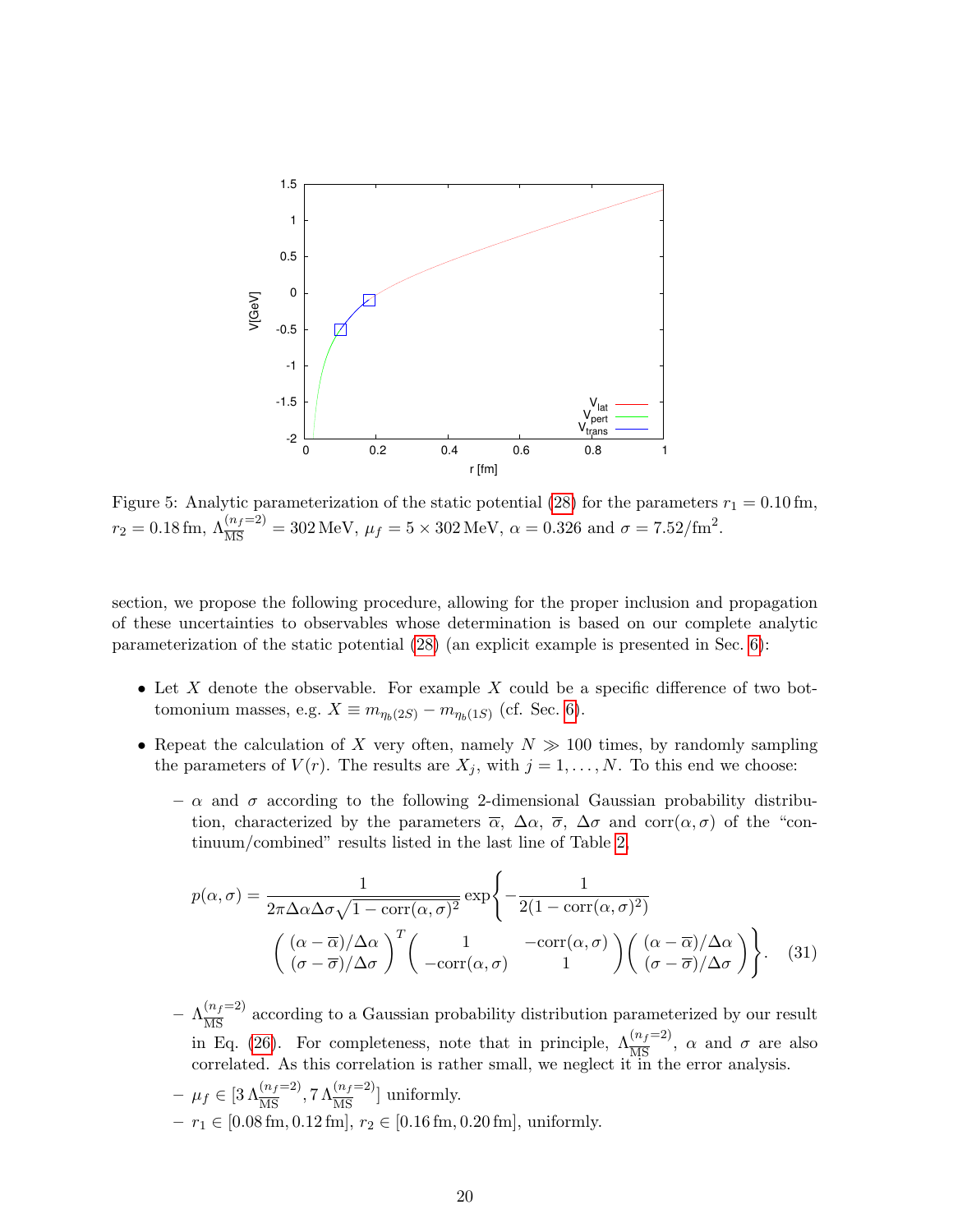Figure 5: Analytic parameterization of the static potential (28) for the parameters $r_1 = 0.10\,\text{fm}$, $r_2 = 0.18\,\text{fm}$, $\Lambda_{\overline{\text{MS}}}^{(n_f=2)} = 302\,\text{MeV}$, $\mu_f = 5 \times 302\,\text{MeV}$, $\alpha = 0.326$ and $\sigma = 7.52/\text{fm}^2$.

section, we propose the following procedure, allowing for the proper inclusion and propagation of these uncertainties to observables whose determination is based on our complete analytic parameterization of the static potential (28) (an explicit example is presented in Sec. 6):

- Let $X$ denote the observable. For example $X$ could be a specific difference of two bottomonium masses, e.g. $X \equiv m_{\eta_b(2S)} - m_{\eta_b(1S)}$ (cf. Sec. 6).
- Repeat the calculation of $X$ very often, namely $N \gg 100$ times, by randomly sampling the parameters of $V(r)$. The results are $X_j$, with $j = 1, \ldots, N$. To this end we choose:
  - $\alpha$ and $\sigma$ according to the following 2-dimensional Gaussian probability distribution, characterized by the parameters $\overline{\alpha}$, $\Delta\alpha$, $\overline{\sigma}$, $\Delta\sigma$ and $\text{corr}(\alpha, \sigma)$ of the "continuum/combined" results listed in the last line of Table 2,

$$p(\alpha, \sigma) = \frac{1}{2\pi \Delta\alpha \Delta\sigma \sqrt{1 - \text{corr}(\alpha,\sigma)^2}} \exp\left\{ -\frac{1}{2(1 - \text{corr}(\alpha,\sigma)^2)} \begin{pmatrix} (\alpha - \overline{\alpha})/\Delta\alpha \\ (\sigma - \overline{\sigma})/\Delta\sigma \end{pmatrix}^T \begin{pmatrix} 1 & -\text{corr}(\alpha,\sigma) \\ -\text{corr}(\alpha,\sigma) & 1 \end{pmatrix} \begin{pmatrix} (\alpha - \overline{\alpha})/\Delta\alpha \\ (\sigma - \overline{\sigma})/\Delta\sigma \end{pmatrix} \right\}. \quad (31)$$

  - $\Lambda_{\overline{\text{MS}}}^{(n_f=2)}$ according to a Gaussian probability distribution parameterized by our result in Eq. (26). For completeness, note that in principle, $\Lambda_{\overline{\text{MS}}}^{(n_f=2)}$, $\alpha$ and $\sigma$ are also correlated. As this correlation is rather small, we neglect it in the error analysis.
  - $\mu_f \in [3\,\Lambda_{\overline{\text{MS}}}^{(n_f=2)}, 7\,\Lambda_{\overline{\text{MS}}}^{(n_f=2)}]$ uniformly.
  - $r_1 \in [0.08\,\text{fm}, 0.12\,\text{fm}]$, $r_2 \in [0.16\,\text{fm}, 0.20\,\text{fm}]$, uniformly.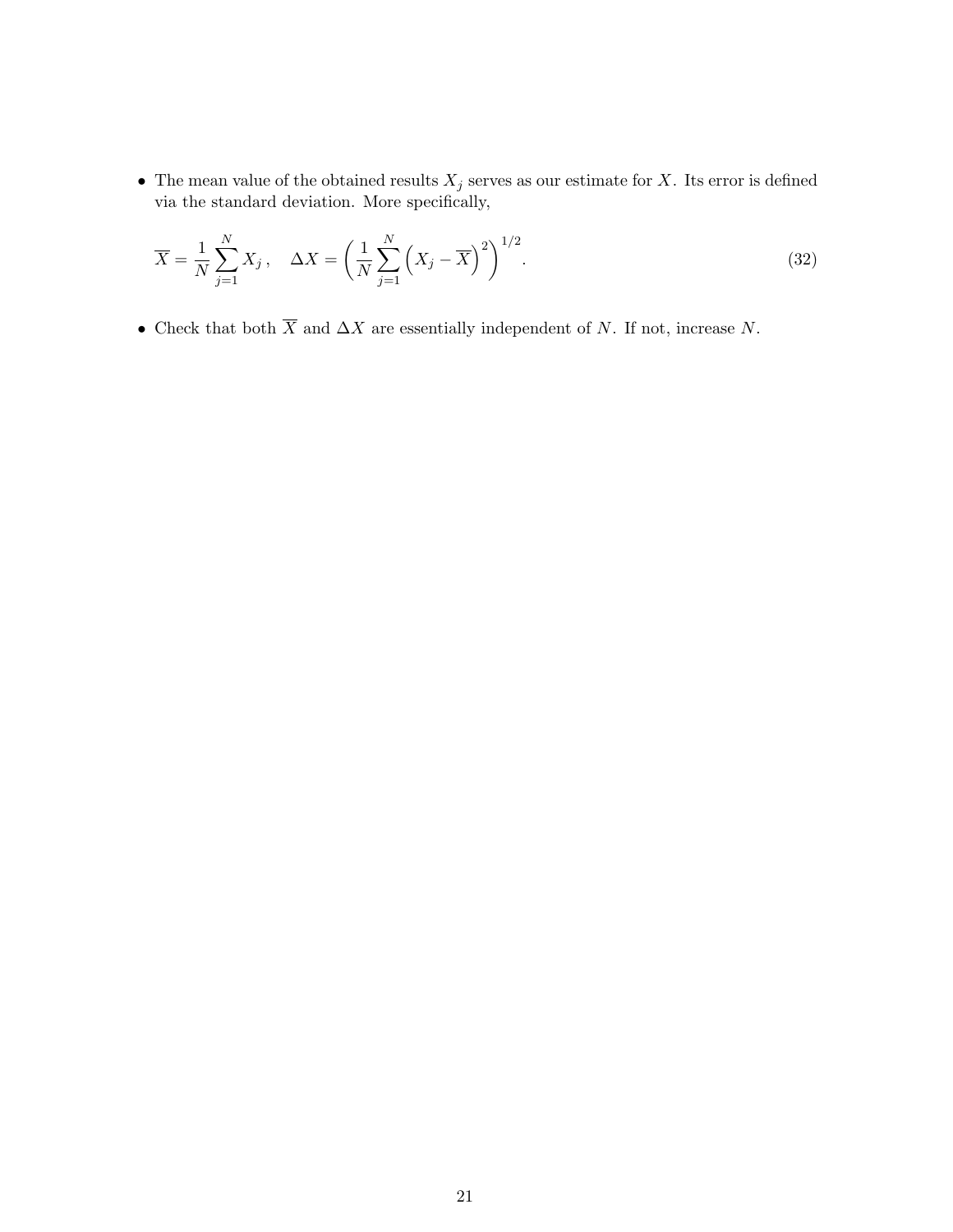- The mean value of the obtained results $X_j$ serves as our estimate for $X$. Its error is defined via the standard deviation. More specifically,

$$\overline{X} = \frac{1}{N} \sum_{j=1}^{N} X_j \,, \quad \Delta X = \left( \frac{1}{N} \sum_{j=1}^{N} \left( X_j - \overline{X} \right)^2 \right)^{1/2} . \tag{32}$$

- Check that both $\overline{X}$ and $\Delta X$ are essentially independent of $N$. If not, increase $N$.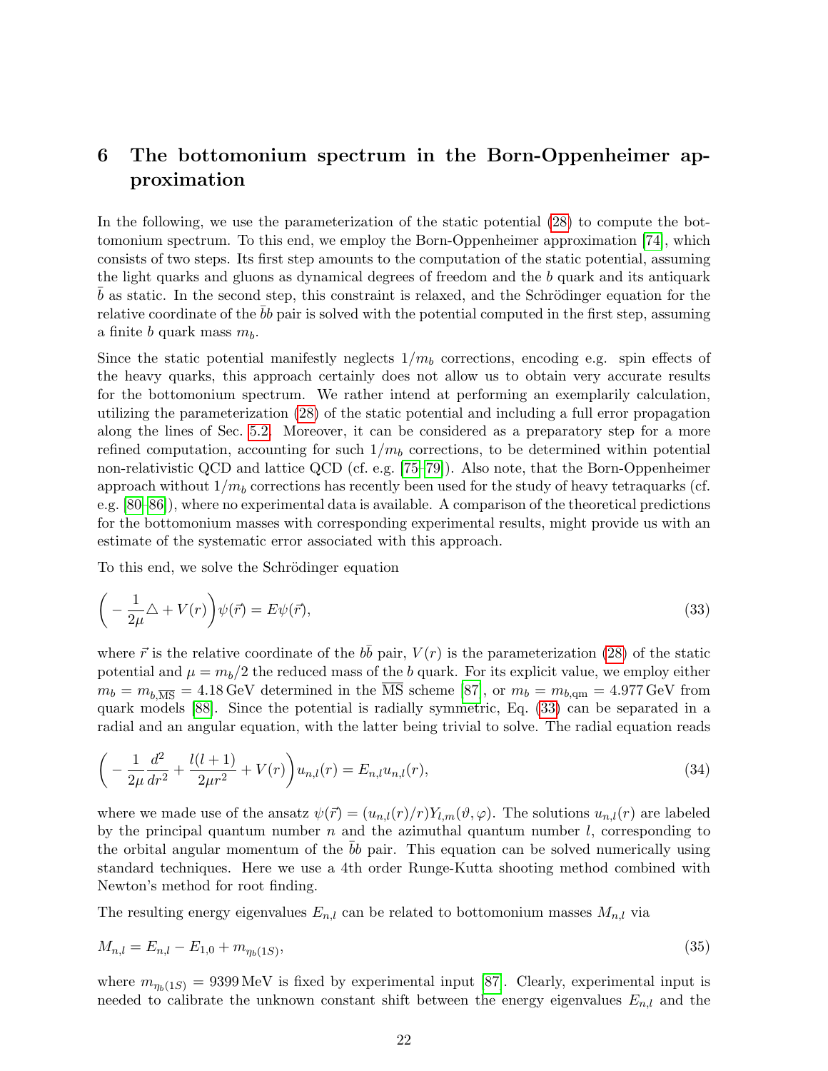# 6 The bottomonium spectrum in the Born-Oppenheimer approximation

In the following, we use the parameterization of the static potential (28) to compute the bottomonium spectrum. To this end, we employ the Born-Oppenheimer approximation [74], which consists of two steps. Its first step amounts to the computation of the static potential, assuming the light quarks and gluons as dynamical degrees of freedom and the $b$ quark and its antiquark $\bar{b}$ as static. In the second step, this constraint is relaxed, and the Schrödinger equation for the relative coordinate of the $\bar{b}b$ pair is solved with the potential computed in the first step, assuming a finite $b$ quark mass $m_b$.

Since the static potential manifestly neglects $1/m_b$ corrections, encoding e.g. spin effects of the heavy quarks, this approach certainly does not allow us to obtain very accurate results for the bottomonium spectrum. We rather intend at performing an exemplarily calculation, utilizing the parameterization (28) of the static potential and including a full error propagation along the lines of Sec. 5.2. Moreover, it can be considered as a preparatory step for a more refined computation, accounting for such $1/m_b$ corrections, to be determined within potential non-relativistic QCD and lattice QCD (cf. e.g. [75–79]). Also note, that the Born-Oppenheimer approach without $1/m_b$ corrections has recently been used for the study of heavy tetraquarks (cf. e.g. [80–86]), where no experimental data is available. A comparison of the theoretical predictions for the bottomonium masses with corresponding experimental results, might provide us with an estimate of the systematic error associated with this approach.

To this end, we solve the Schrödinger equation

$$\bigg(-\frac{1}{2\mu}\triangle + V(r)\bigg)\psi(\vec{r}) = E\psi(\vec{r}), \tag{33}$$

where $\vec{r}$ is the relative coordinate of the $b\bar{b}$ pair, $V(r)$ is the parameterization (28) of the static potential and $\mu = m_b/2$ the reduced mass of the $b$ quark. For its explicit value, we employ either $m_b = m_{b,\overline{\mathrm{MS}}} = 4.18\,\mathrm{GeV}$ determined in the $\overline{\mathrm{MS}}$ scheme [87], or $m_b = m_{b,\mathrm{qm}} = 4.977\,\mathrm{GeV}$ from quark models [88]. Since the potential is radially symmetric, Eq. (33) can be separated in a radial and an angular equation, with the latter being trivial to solve. The radial equation reads

$$\bigg(-\frac{1}{2\mu}\frac{d^2}{dr^2} + \frac{l(l+1)}{2\mu r^2} + V(r)\bigg)u_{n,l}(r) = E_{n,l}u_{n,l}(r), \tag{34}$$

where we made use of the ansatz $\psi(\vec{r}) = (u_{n,l}(r)/r)Y_{l,m}(\vartheta,\varphi)$. The solutions $u_{n,l}(r)$ are labeled by the principal quantum number $n$ and the azimuthal quantum number $l$, corresponding to the orbital angular momentum of the $\bar{b}b$ pair. This equation can be solved numerically using standard techniques. Here we use a 4th order Runge-Kutta shooting method combined with Newton's method for root finding.

The resulting energy eigenvalues $E_{n,l}$ can be related to bottomonium masses $M_{n,l}$ via

$$M_{n,l} = E_{n,l} - E_{1,0} + m_{\eta_b(1S)}, \tag{35}$$

where $m_{\eta_b(1S)} = 9399\,\mathrm{MeV}$ is fixed by experimental input [87]. Clearly, experimental input is needed to calibrate the unknown constant shift between the energy eigenvalues $E_{n,l}$ and the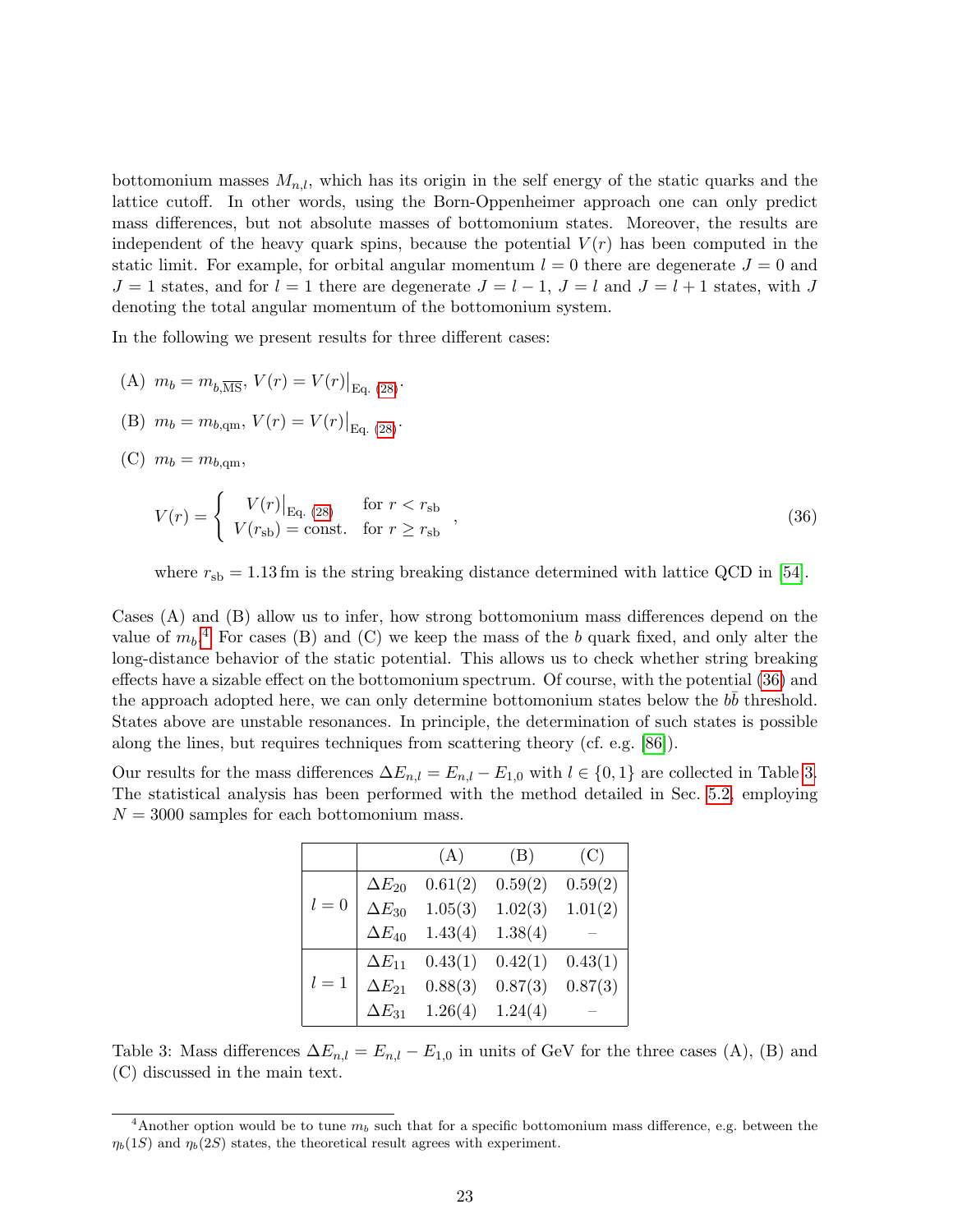bottomonium masses $M_{n,l}$, which has its origin in the self energy of the static quarks and the lattice cutoff. In other words, using the Born-Oppenheimer approach one can only predict mass differences, but not absolute masses of bottomonium states. Moreover, the results are independent of the heavy quark spins, because the potential $V(r)$ has been computed in the static limit. For example, for orbital angular momentum $l = 0$ there are degenerate $J = 0$ and $J = 1$ states, and for $l = 1$ there are degenerate $J = l - 1$, $J = l$ and $J = l + 1$ states, with $J$ denoting the total angular momentum of the bottomonium system.

In the following we present results for three different cases:

(A) $m_b = m_{b,\overline{\text{MS}}}$, $V(r) = V(r)\big|_{\text{Eq. (28)}}$.

(B) $m_b = m_{b,\text{qm}}$, $V(r) = V(r)\big|_{\text{Eq. (28)}}$.

(C) $m_b = m_{b,\text{qm}}$,

$$V(r) = \begin{cases} V(r)\big|_{\text{Eq. (28)}} & \text{for } r < r_{\text{sb}} \\ V(r_{\text{sb}}) = \text{const.} & \text{for } r \geq r_{\text{sb}} \end{cases} , \tag{36}$$

where $r_{\text{sb}} = 1.13\,\text{fm}$ is the string breaking distance determined with lattice QCD in [54].

Cases (A) and (B) allow us to infer, how strong bottomonium mass differences depend on the value of $m_b$.[4] For cases (B) and (C) we keep the mass of the $b$ quark fixed, and only alter the long-distance behavior of the static potential. This allows us to check whether string breaking effects have a sizable effect on the bottomonium spectrum. Of course, with the potential (36) and the approach adopted here, we can only determine bottomonium states below the $b\bar{b}$ threshold. States above are unstable resonances. In principle, the determination of such states is possible along the lines, but requires techniques from scattering theory (cf. e.g. [86]).

Our results for the mass differences $\Delta E_{n,l} = E_{n,l} - E_{1,0}$ with $l \in \{0, 1\}$ are collected in Table 3. The statistical analysis has been performed with the method detailed in Sec. 5.2, employing $N = 3000$ samples for each bottomonium mass.

| | | (A) | (B) | (C) |
|---|---|---|---|---|
| $l = 0$ | $\Delta E_{20}$ | 0.61(2) | 0.59(2) | 0.59(2) |
| | $\Delta E_{30}$ | 1.05(3) | 1.02(3) | 1.01(2) |
| | $\Delta E_{40}$ | 1.43(4) | 1.38(4) | – |
| $l = 1$ | $\Delta E_{11}$ | 0.43(1) | 0.42(1) | 0.43(1) |
| | $\Delta E_{21}$ | 0.88(3) | 0.87(3) | 0.87(3) |
| | $\Delta E_{31}$ | 1.26(4) | 1.24(4) | – |

Table 3: Mass differences $\Delta E_{n,l} = E_{n,l} - E_{1,0}$ in units of GeV for the three cases (A), (B) and (C) discussed in the main text.

[4] Another option would be to tune $m_b$ such that for a specific bottomonium mass difference, e.g. between the $\eta_b(1S)$ and $\eta_b(2S)$ states, the theoretical result agrees with experiment.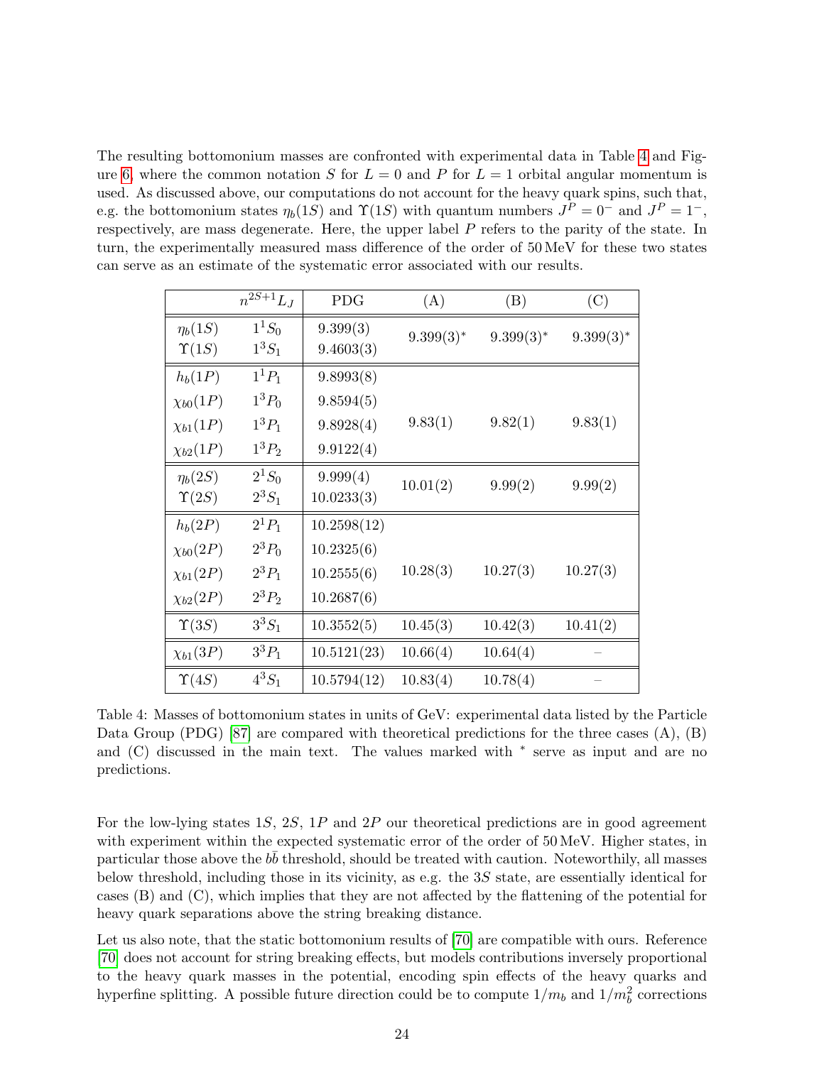The resulting bottomonium masses are confronted with experimental data in Table 4 and Figure 6, where the common notation $S$ for $L = 0$ and $P$ for $L = 1$ orbital angular momentum is used. As discussed above, our computations do not account for the heavy quark spins, such that, e.g. the bottomonium states $\eta_b(1S)$ and $\Upsilon(1S)$ with quantum numbers $J^P = 0^-$ and $J^P = 1^-$, respectively, are mass degenerate. Here, the upper label $P$ refers to the parity of the state. In turn, the experimentally measured mass difference of the order of 50 MeV for these two states can serve as an estimate of the systematic error associated with our results.

| | $n^{2S+1}L_J$ | PDG | (A) | (B) | (C) |
|---|---|---|---|---|---|
| $\eta_b(1S)$ | $1^1S_0$ | 9.399(3) | $9.399(3)^*$ | $9.399(3)^*$ | $9.399(3)^*$ |
| $\Upsilon(1S)$ | $1^3S_1$ | 9.4603(3) | | | |
| $h_b(1P)$ | $1^1P_1$ | 9.8993(8) | 9.83(1) | 9.82(1) | 9.83(1) |
| $\chi_{b0}(1P)$ | $1^3P_0$ | 9.8594(5) | | | |
| $\chi_{b1}(1P)$ | $1^3P_1$ | 9.8928(4) | | | |
| $\chi_{b2}(1P)$ | $1^3P_2$ | 9.9122(4) | | | |
| $\eta_b(2S)$ | $2^1S_0$ | 9.999(4) | 10.01(2) | 9.99(2) | 9.99(2) |
| $\Upsilon(2S)$ | $2^3S_1$ | 10.0233(3) | | | |
| $h_b(2P)$ | $2^1P_1$ | 10.2598(12) | 10.28(3) | 10.27(3) | 10.27(3) |
| $\chi_{b0}(2P)$ | $2^3P_0$ | 10.2325(6) | | | |
| $\chi_{b1}(2P)$ | $2^3P_1$ | 10.2555(6) | | | |
| $\chi_{b2}(2P)$ | $2^3P_2$ | 10.2687(6) | | | |
| $\Upsilon(3S)$ | $3^3S_1$ | 10.3552(5) | 10.45(3) | 10.42(3) | 10.41(2) |
| $\chi_{b1}(3P)$ | $3^3P_1$ | 10.5121(23) | 10.66(4) | 10.64(4) | – |
| $\Upsilon(4S)$ | $4^3S_1$ | 10.5794(12) | 10.83(4) | 10.78(4) | – |

Table 4: Masses of bottomonium states in units of GeV: experimental data listed by the Particle Data Group (PDG) [87] are compared with theoretical predictions for the three cases (A), (B) and (C) discussed in the main text. The values marked with * serve as input and are no predictions.

For the low-lying states $1S$, $2S$, $1P$ and $2P$ our theoretical predictions are in good agreement with experiment within the expected systematic error of the order of 50 MeV. Higher states, in particular those above the $b\bar{b}$ threshold, should be treated with caution. Noteworthily, all masses below threshold, including those in its vicinity, as e.g. the $3S$ state, are essentially identical for cases (B) and (C), which implies that they are not affected by the flattening of the potential for heavy quark separations above the string breaking distance.

Let us also note, that the static bottomonium results of [70] are compatible with ours. Reference [70] does not account for string breaking effects, but models contributions inversely proportional to the heavy quark masses in the potential, encoding spin effects of the heavy quarks and hyperfine splitting. A possible future direction could be to compute $1/m_b$ and $1/m_b^2$ corrections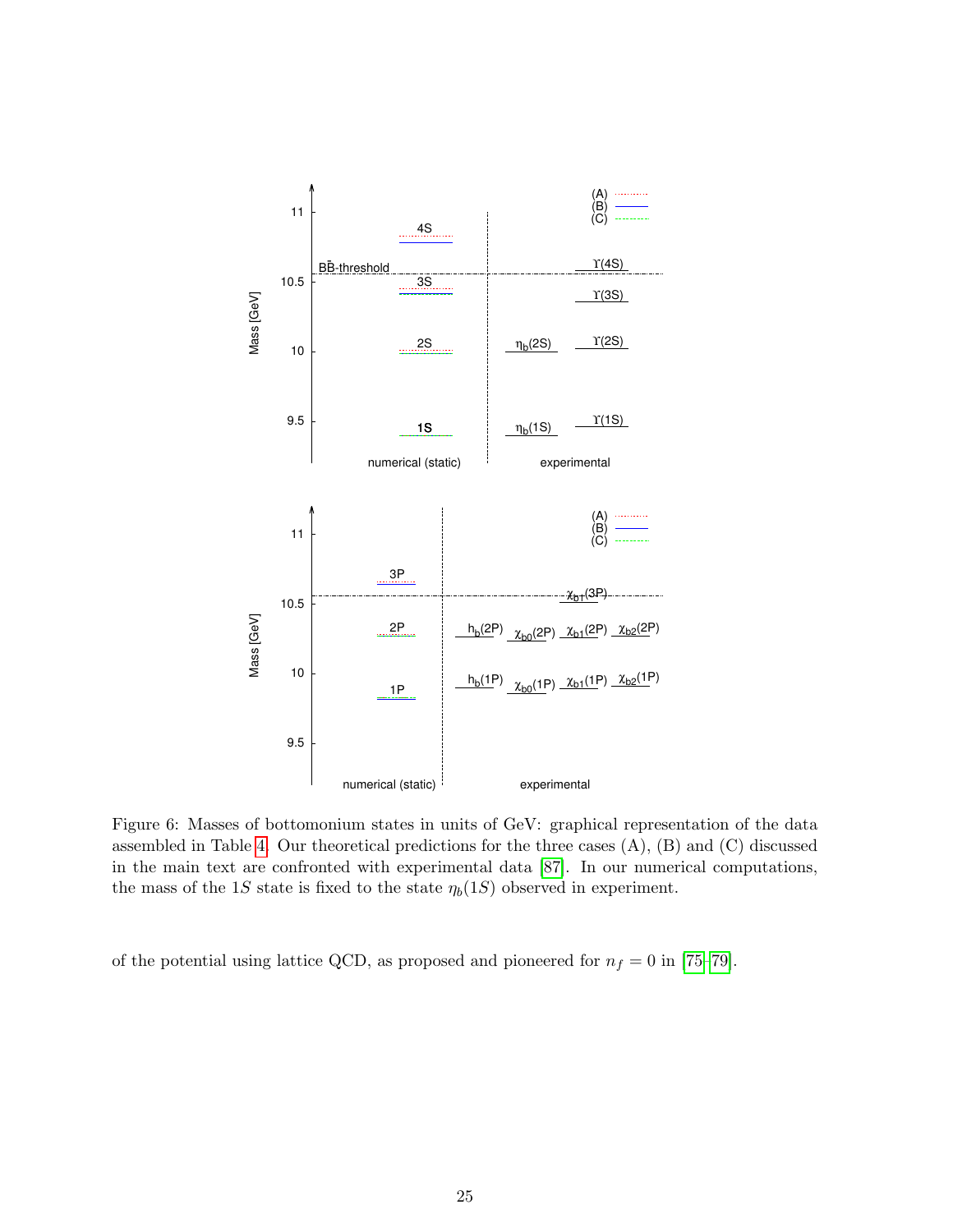Figure 6: Masses of bottomonium states in units of GeV: graphical representation of the data assembled in Table 4. Our theoretical predictions for the three cases (A), (B) and (C) discussed in the main text are confronted with experimental data [87]. In our numerical computations, the mass of the $1S$ state is fixed to the state $\eta_b(1S)$ observed in experiment.

of the potential using lattice QCD, as proposed and pioneered for $n_f = 0$ in [75–79].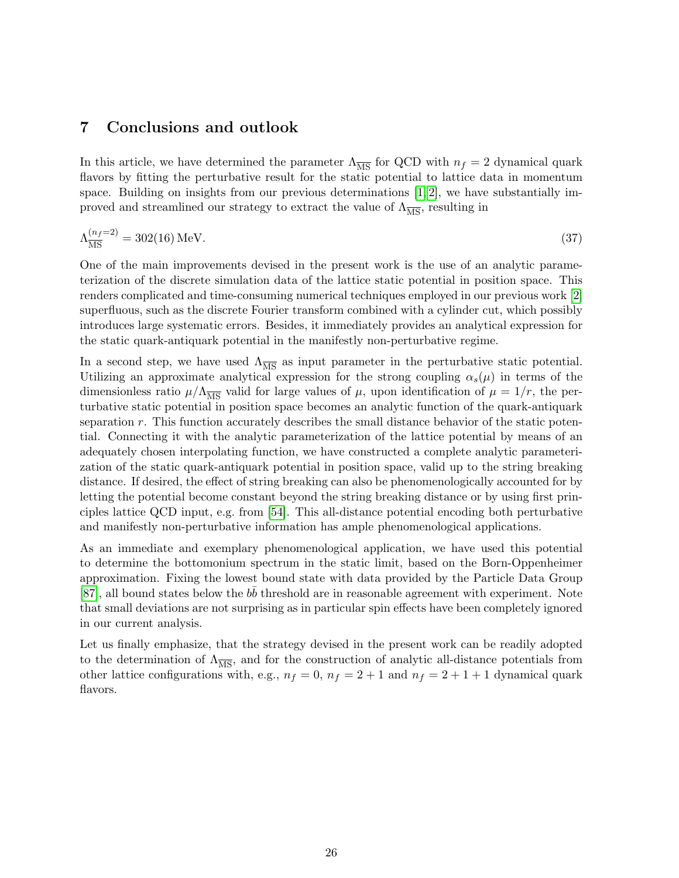## 7 Conclusions and outlook

In this article, we have determined the parameter $\Lambda_{\overline{\rm MS}}$ for QCD with $n_f = 2$ dynamical quark flavors by fitting the perturbative result for the static potential to lattice data in momentum space. Building on insights from our previous determinations [1, 2], we have substantially improved and streamlined our strategy to extract the value of $\Lambda_{\overline{\rm MS}}$, resulting in

$$\Lambda_{\overline{\rm MS}}^{(n_f=2)} = 302(16)\,\text{MeV}. \tag{37}$$

One of the main improvements devised in the present work is the use of an analytic parameterization of the discrete simulation data of the lattice static potential in position space. This renders complicated and time-consuming numerical techniques employed in our previous work [2] superfluous, such as the discrete Fourier transform combined with a cylinder cut, which possibly introduces large systematic errors. Besides, it immediately provides an analytical expression for the static quark-antiquark potential in the manifestly non-perturbative regime.

In a second step, we have used $\Lambda_{\overline{\rm MS}}$ as input parameter in the perturbative static potential. Utilizing an approximate analytical expression for the strong coupling $\alpha_s(\mu)$ in terms of the dimensionless ratio $\mu/\Lambda_{\overline{\rm MS}}$ valid for large values of $\mu$, upon identification of $\mu = 1/r$, the perturbative static potential in position space becomes an analytic function of the quark-antiquark separation $r$. This function accurately describes the small distance behavior of the static potential. Connecting it with the analytic parameterization of the lattice potential by means of an adequately chosen interpolating function, we have constructed a complete analytic parameterization of the static quark-antiquark potential in position space, valid up to the string breaking distance. If desired, the effect of string breaking can also be phenomenologically accounted for by letting the potential become constant beyond the string breaking distance or by using first principles lattice QCD input, e.g. from [54]. This all-distance potential encoding both perturbative and manifestly non-perturbative information has ample phenomenological applications.

As an immediate and exemplary phenomenological application, we have used this potential to determine the bottomonium spectrum in the static limit, based on the Born-Oppenheimer approximation. Fixing the lowest bound state with data provided by the Particle Data Group [87], all bound states below the $b\bar{b}$ threshold are in reasonable agreement with experiment. Note that small deviations are not surprising as in particular spin effects have been completely ignored in our current analysis.

Let us finally emphasize, that the strategy devised in the present work can be readily adopted to the determination of $\Lambda_{\overline{\rm MS}}$, and for the construction of analytic all-distance potentials from other lattice configurations with, e.g., $n_f = 0$, $n_f = 2+1$ and $n_f = 2+1+1$ dynamical quark flavors.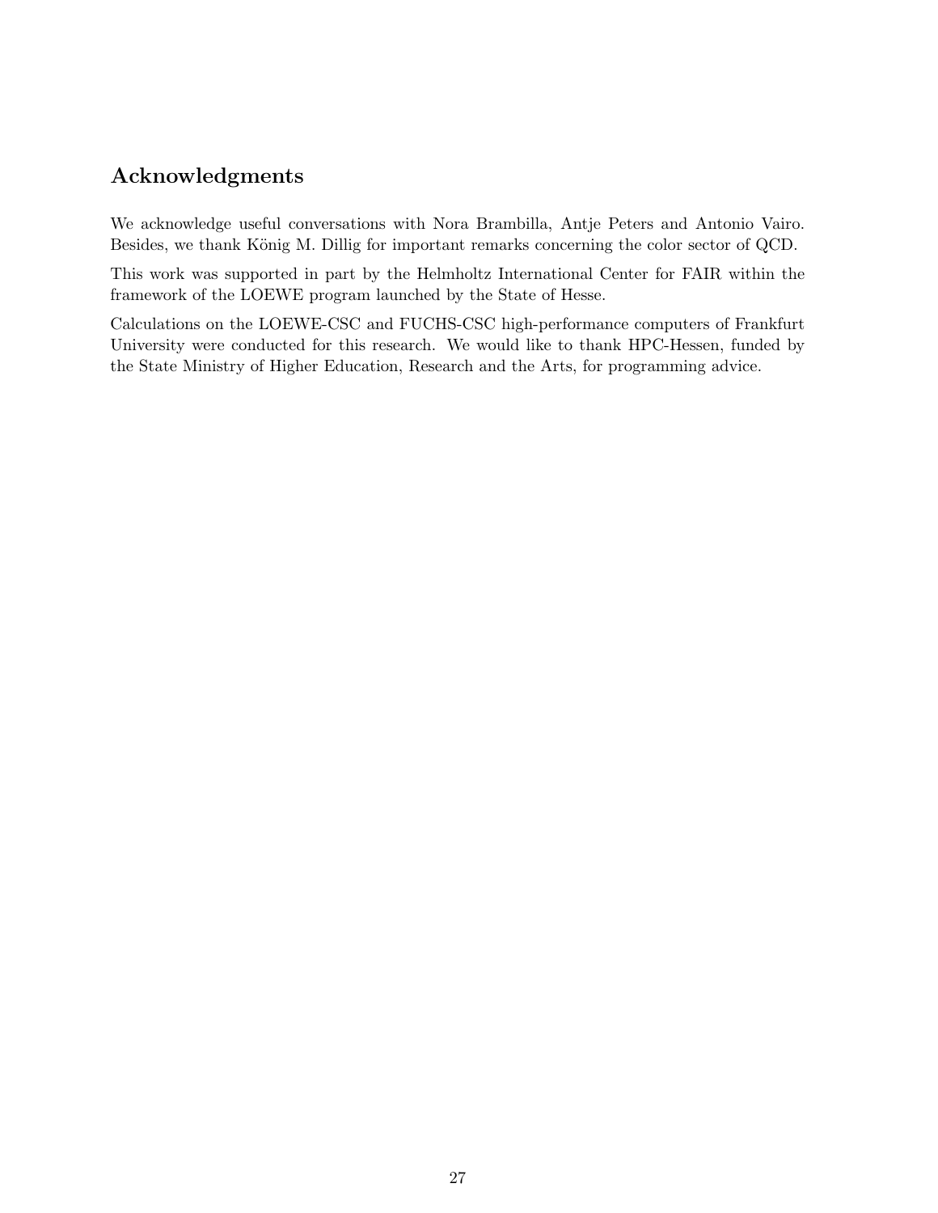## Acknowledgments

We acknowledge useful conversations with Nora Brambilla, Antje Peters and Antonio Vairo. Besides, we thank König M. Dillig for important remarks concerning the color sector of QCD.

This work was supported in part by the Helmholtz International Center for FAIR within the framework of the LOEWE program launched by the State of Hesse.

Calculations on the LOEWE-CSC and FUCHS-CSC high-performance computers of Frankfurt University were conducted for this research. We would like to thank HPC-Hessen, funded by the State Ministry of Higher Education, Research and the Arts, for programming advice.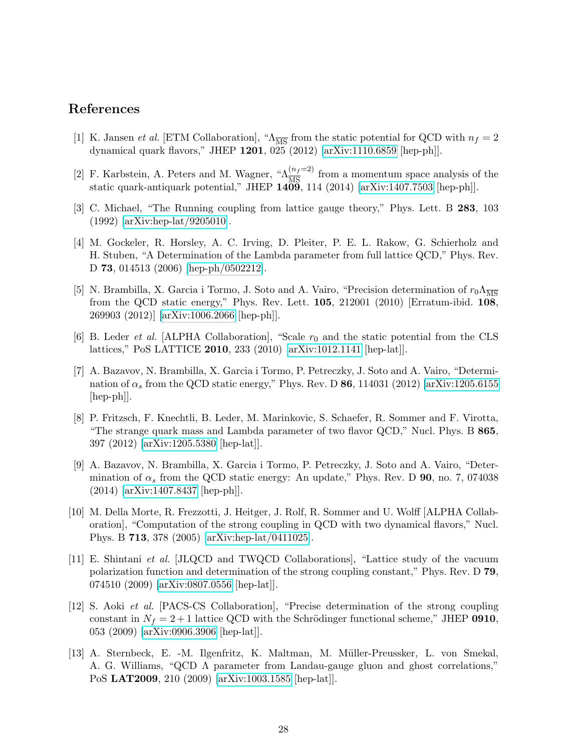## References

[1] K. Jansen *et al.* [ETM Collaboration], "$\Lambda_{\overline{\rm MS}}$ from the static potential for QCD with $n_f = 2$ dynamical quark flavors," JHEP **1201**, 025 (2012) [arXiv:1110.6859 [hep-ph]].

[2] F. Karbstein, A. Peters and M. Wagner, "$\Lambda_{\overline{\rm MS}}^{(n_f=2)}$ from a momentum space analysis of the static quark-antiquark potential," JHEP **1409**, 114 (2014) [arXiv:1407.7503 [hep-ph]].

[3] C. Michael, "The Running coupling from lattice gauge theory," Phys. Lett. B **283**, 103 (1992) [arXiv:hep-lat/9205010].

[4] M. Gockeler, R. Horsley, A. C. Irving, D. Pleiter, P. E. L. Rakow, G. Schierholz and H. Stuben, "A Determination of the Lambda parameter from full lattice QCD," Phys. Rev. D **73**, 014513 (2006) [hep-ph/0502212].

[5] N. Brambilla, X. Garcia i Tormo, J. Soto and A. Vairo, "Precision determination of $r_0\Lambda_{\overline{\rm MS}}$ from the QCD static energy," Phys. Rev. Lett. **105**, 212001 (2010) [Erratum-ibid. **108**, 269903 (2012)] [arXiv:1006.2066 [hep-ph]].

[6] B. Leder *et al.* [ALPHA Collaboration], "Scale $r_0$ and the static potential from the CLS lattices," PoS LATTICE **2010**, 233 (2010) [arXiv:1012.1141 [hep-lat]].

[7] A. Bazavov, N. Brambilla, X. Garcia i Tormo, P. Petreczky, J. Soto and A. Vairo, "Determination of $\alpha_s$ from the QCD static energy," Phys. Rev. D **86**, 114031 (2012) [arXiv:1205.6155 [hep-ph]].

[8] P. Fritzsch, F. Knechtli, B. Leder, M. Marinkovic, S. Schaefer, R. Sommer and F. Virotta, "The strange quark mass and Lambda parameter of two flavor QCD," Nucl. Phys. B **865**, 397 (2012) [arXiv:1205.5380 [hep-lat]].

[9] A. Bazavov, N. Brambilla, X. Garcia i Tormo, P. Petreczky, J. Soto and A. Vairo, "Determination of $\alpha_s$ from the QCD static energy: An update," Phys. Rev. D **90**, no. 7, 074038 (2014) [arXiv:1407.8437 [hep-ph]].

[10] M. Della Morte, R. Frezzotti, J. Heitger, J. Rolf, R. Sommer and U. Wolff [ALPHA Collaboration], "Computation of the strong coupling in QCD with two dynamical flavors," Nucl. Phys. B **713**, 378 (2005) [arXiv:hep-lat/0411025].

[11] E. Shintani *et al.* [JLQCD and TWQCD Collaborations], "Lattice study of the vacuum polarization function and determination of the strong coupling constant," Phys. Rev. D **79**, 074510 (2009) [arXiv:0807.0556 [hep-lat]].

[12] S. Aoki *et al.* [PACS-CS Collaboration], "Precise determination of the strong coupling constant in $N_f = 2+1$ lattice QCD with the Schrödinger functional scheme," JHEP **0910**, 053 (2009) [arXiv:0906.3906 [hep-lat]].

[13] A. Sternbeck, E. -M. Ilgenfritz, K. Maltman, M. Müller-Preussker, L. von Smekal, A. G. Williams, "QCD $\Lambda$ parameter from Landau-gauge gluon and ghost correlations," PoS **LAT2009**, 210 (2009) [arXiv:1003.1585 [hep-lat]].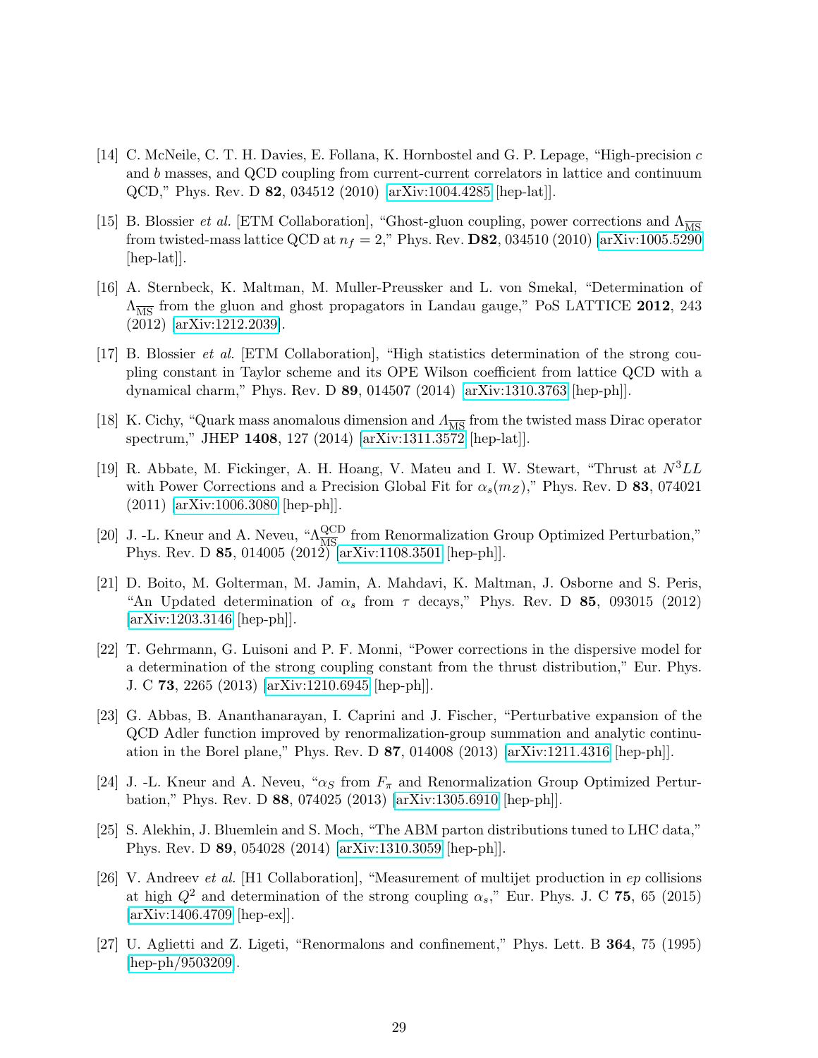[14] C. McNeile, C. T. H. Davies, E. Follana, K. Hornbostel and G. P. Lepage, "High-precision $c$ and $b$ masses, and QCD coupling from current-current correlators in lattice and continuum QCD," Phys. Rev. D **82**, 034512 (2010) [arXiv:1004.4285 [hep-lat]].

[15] B. Blossier *et al.* [ETM Collaboration], "Ghost-gluon coupling, power corrections and $\Lambda_{\overline{\rm MS}}$ from twisted-mass lattice QCD at $n_f = 2$," Phys. Rev. **D82**, 034510 (2010) [arXiv:1005.5290 [hep-lat]].

[16] A. Sternbeck, K. Maltman, M. Muller-Preussker and L. von Smekal, "Determination of $\Lambda_{\overline{\rm MS}}$ from the gluon and ghost propagators in Landau gauge," PoS LATTICE **2012**, 243 (2012) [arXiv:1212.2039].

[17] B. Blossier *et al.* [ETM Collaboration], "High statistics determination of the strong coupling constant in Taylor scheme and its OPE Wilson coefficient from lattice QCD with a dynamical charm," Phys. Rev. D **89**, 014507 (2014) [arXiv:1310.3763 [hep-ph]].

[18] K. Cichy, "Quark mass anomalous dimension and $\Lambda_{\overline{\rm MS}}$ from the twisted mass Dirac operator spectrum," JHEP **1408**, 127 (2014) [arXiv:1311.3572 [hep-lat]].

[19] R. Abbate, M. Fickinger, A. H. Hoang, V. Mateu and I. W. Stewart, "Thrust at $N^3LL$ with Power Corrections and a Precision Global Fit for $\alpha_s(m_Z)$," Phys. Rev. D **83**, 074021 (2011) [arXiv:1006.3080 [hep-ph]].

[20] J. -L. Kneur and A. Neveu, "$\Lambda^{\rm QCD}_{\overline{\rm MS}}$ from Renormalization Group Optimized Perturbation," Phys. Rev. D **85**, 014005 (2012) [arXiv:1108.3501 [hep-ph]].

[21] D. Boito, M. Golterman, M. Jamin, A. Mahdavi, K. Maltman, J. Osborne and S. Peris, "An Updated determination of $\alpha_s$ from $\tau$ decays," Phys. Rev. D **85**, 093015 (2012) [arXiv:1203.3146 [hep-ph]].

[22] T. Gehrmann, G. Luisoni and P. F. Monni, "Power corrections in the dispersive model for a determination of the strong coupling constant from the thrust distribution," Eur. Phys. J. C **73**, 2265 (2013) [arXiv:1210.6945 [hep-ph]].

[23] G. Abbas, B. Ananthanarayan, I. Caprini and J. Fischer, "Perturbative expansion of the QCD Adler function improved by renormalization-group summation and analytic continuation in the Borel plane," Phys. Rev. D **87**, 014008 (2013) [arXiv:1211.4316 [hep-ph]].

[24] J. -L. Kneur and A. Neveu, "$\alpha_S$ from $F_\pi$ and Renormalization Group Optimized Perturbation," Phys. Rev. D **88**, 074025 (2013) [arXiv:1305.6910 [hep-ph]].

[25] S. Alekhin, J. Bluemlein and S. Moch, "The ABM parton distributions tuned to LHC data," Phys. Rev. D **89**, 054028 (2014) [arXiv:1310.3059 [hep-ph]].

[26] V. Andreev *et al.* [H1 Collaboration], "Measurement of multijet production in $ep$ collisions at high $Q^2$ and determination of the strong coupling $\alpha_s$," Eur. Phys. J. C **75**, 65 (2015) [arXiv:1406.4709 [hep-ex]].

[27] U. Aglietti and Z. Ligeti, "Renormalons and confinement," Phys. Lett. B **364**, 75 (1995) [hep-ph/9503209].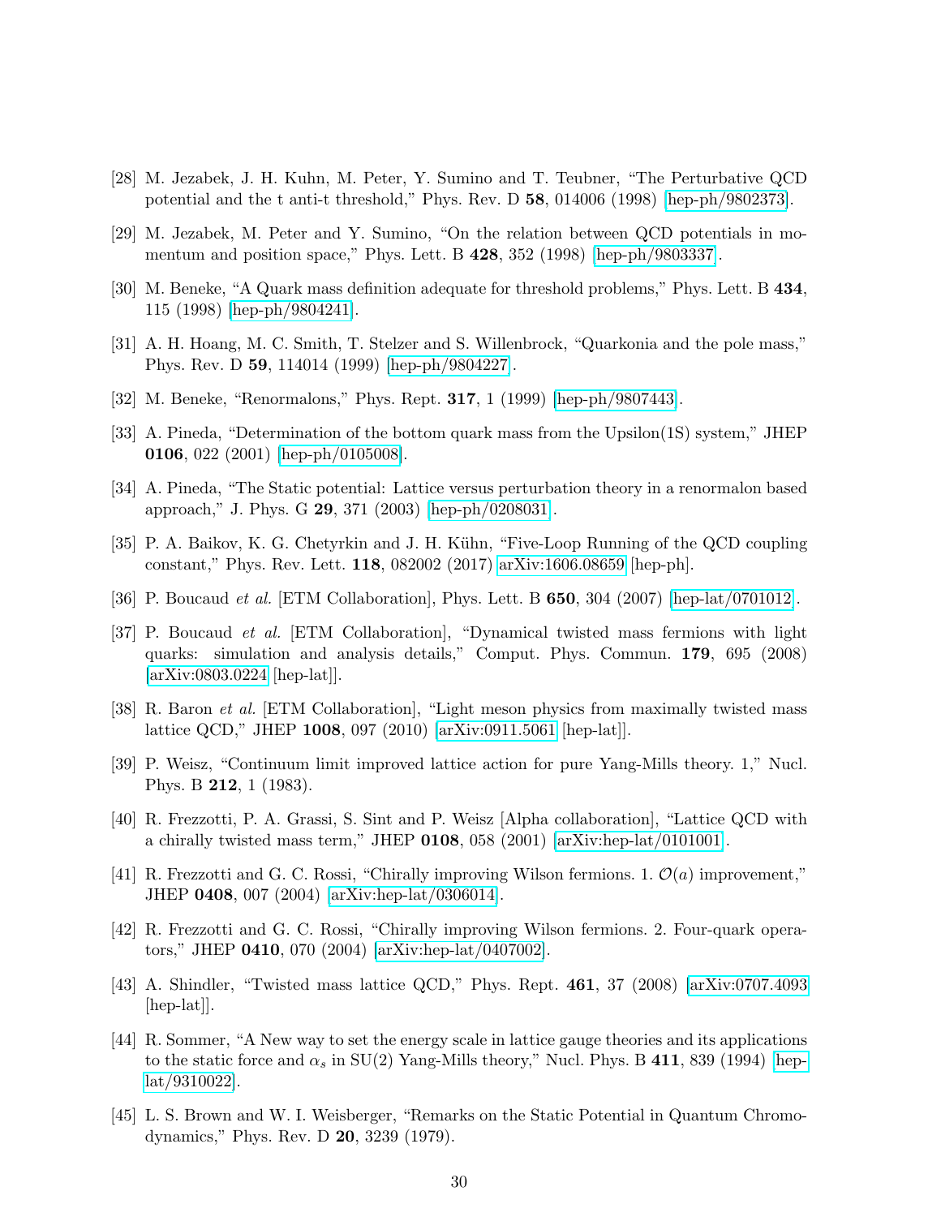[28] M. Jezabek, J. H. Kuhn, M. Peter, Y. Sumino and T. Teubner, "The Perturbative QCD potential and the t anti-t threshold," Phys. Rev. D **58**, 014006 (1998) [hep-ph/9802373].

[29] M. Jezabek, M. Peter and Y. Sumino, "On the relation between QCD potentials in momentum and position space," Phys. Lett. B **428**, 352 (1998) [hep-ph/9803337].

[30] M. Beneke, "A Quark mass definition adequate for threshold problems," Phys. Lett. B **434**, 115 (1998) [hep-ph/9804241].

[31] A. H. Hoang, M. C. Smith, T. Stelzer and S. Willenbrock, "Quarkonia and the pole mass," Phys. Rev. D **59**, 114014 (1999) [hep-ph/9804227].

[32] M. Beneke, "Renormalons," Phys. Rept. **317**, 1 (1999) [hep-ph/9807443].

[33] A. Pineda, "Determination of the bottom quark mass from the Upsilon(1S) system," JHEP **0106**, 022 (2001) [hep-ph/0105008].

[34] A. Pineda, "The Static potential: Lattice versus perturbation theory in a renormalon based approach," J. Phys. G **29**, 371 (2003) [hep-ph/0208031].

[35] P. A. Baikov, K. G. Chetyrkin and J. H. Kühn, "Five-Loop Running of the QCD coupling constant," Phys. Rev. Lett. **118**, 082002 (2017) arXiv:1606.08659 [hep-ph].

[36] P. Boucaud *et al.* [ETM Collaboration], Phys. Lett. B **650**, 304 (2007) [hep-lat/0701012].

[37] P. Boucaud *et al.* [ETM Collaboration], "Dynamical twisted mass fermions with light quarks: simulation and analysis details," Comput. Phys. Commun. **179**, 695 (2008) [arXiv:0803.0224 [hep-lat]].

[38] R. Baron *et al.* [ETM Collaboration], "Light meson physics from maximally twisted mass lattice QCD," JHEP **1008**, 097 (2010) [arXiv:0911.5061 [hep-lat]].

[39] P. Weisz, "Continuum limit improved lattice action for pure Yang-Mills theory. 1," Nucl. Phys. B **212**, 1 (1983).

[40] R. Frezzotti, P. A. Grassi, S. Sint and P. Weisz [Alpha collaboration], "Lattice QCD with a chirally twisted mass term," JHEP **0108**, 058 (2001) [arXiv:hep-lat/0101001].

[41] R. Frezzotti and G. C. Rossi, "Chirally improving Wilson fermions. 1. $\mathcal{O}(a)$ improvement," JHEP **0408**, 007 (2004) [arXiv:hep-lat/0306014].

[42] R. Frezzotti and G. C. Rossi, "Chirally improving Wilson fermions. 2. Four-quark operators," JHEP **0410**, 070 (2004) [arXiv:hep-lat/0407002].

[43] A. Shindler, "Twisted mass lattice QCD," Phys. Rept. **461**, 37 (2008) [arXiv:0707.4093 [hep-lat]].

[44] R. Sommer, "A New way to set the energy scale in lattice gauge theories and its applications to the static force and $\alpha_s$ in SU(2) Yang-Mills theory," Nucl. Phys. B **411**, 839 (1994) [hep-lat/9310022].

[45] L. S. Brown and W. I. Weisberger, "Remarks on the Static Potential in Quantum Chromodynamics," Phys. Rev. D **20**, 3239 (1979).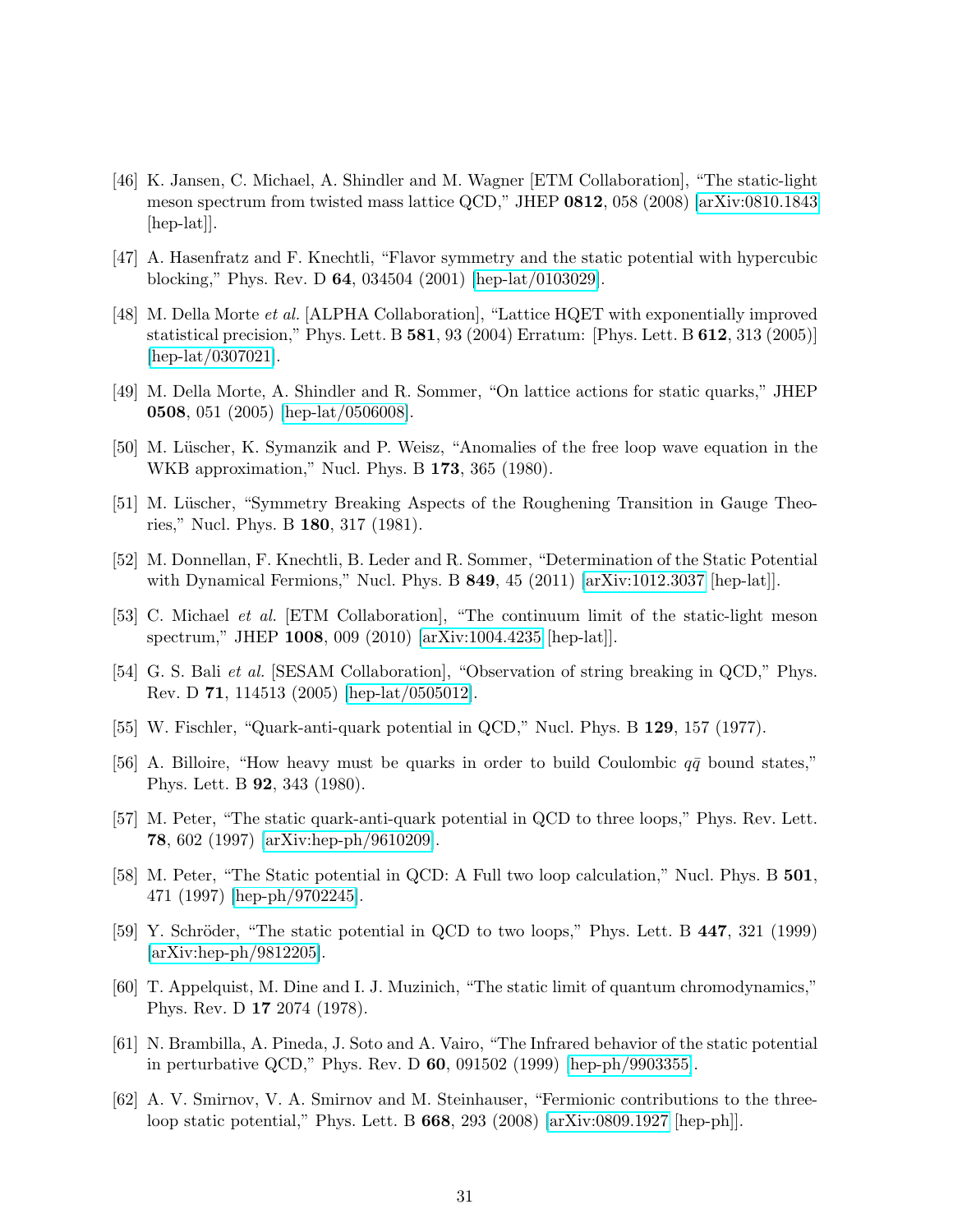[46] K. Jansen, C. Michael, A. Shindler and M. Wagner [ETM Collaboration], "The static-light meson spectrum from twisted mass lattice QCD," JHEP **0812**, 058 (2008) [arXiv:0810.1843 [hep-lat]].

[47] A. Hasenfratz and F. Knechtli, "Flavor symmetry and the static potential with hypercubic blocking," Phys. Rev. D **64**, 034504 (2001) [hep-lat/0103029].

[48] M. Della Morte *et al.* [ALPHA Collaboration], "Lattice HQET with exponentially improved statistical precision," Phys. Lett. B **581**, 93 (2004) Erratum: [Phys. Lett. B **612**, 313 (2005)] [hep-lat/0307021].

[49] M. Della Morte, A. Shindler and R. Sommer, "On lattice actions for static quarks," JHEP **0508**, 051 (2005) [hep-lat/0506008].

[50] M. Lüscher, K. Symanzik and P. Weisz, "Anomalies of the free loop wave equation in the WKB approximation," Nucl. Phys. B **173**, 365 (1980).

[51] M. Lüscher, "Symmetry Breaking Aspects of the Roughening Transition in Gauge Theories," Nucl. Phys. B **180**, 317 (1981).

[52] M. Donnellan, F. Knechtli, B. Leder and R. Sommer, "Determination of the Static Potential with Dynamical Fermions," Nucl. Phys. B **849**, 45 (2011) [arXiv:1012.3037 [hep-lat]].

[53] C. Michael *et al.* [ETM Collaboration], "The continuum limit of the static-light meson spectrum," JHEP **1008**, 009 (2010) [arXiv:1004.4235 [hep-lat]].

[54] G. S. Bali *et al.* [SESAM Collaboration], "Observation of string breaking in QCD," Phys. Rev. D **71**, 114513 (2005) [hep-lat/0505012].

[55] W. Fischler, "Quark-anti-quark potential in QCD," Nucl. Phys. B **129**, 157 (1977).

[56] A. Billoire, "How heavy must be quarks in order to build Coulombic $q\bar{q}$ bound states," Phys. Lett. B **92**, 343 (1980).

[57] M. Peter, "The static quark-anti-quark potential in QCD to three loops," Phys. Rev. Lett. **78**, 602 (1997) [arXiv:hep-ph/9610209].

[58] M. Peter, "The Static potential in QCD: A Full two loop calculation," Nucl. Phys. B **501**, 471 (1997) [hep-ph/9702245].

[59] Y. Schröder, "The static potential in QCD to two loops," Phys. Lett. B **447**, 321 (1999) [arXiv:hep-ph/9812205].

[60] T. Appelquist, M. Dine and I. J. Muzinich, "The static limit of quantum chromodynamics," Phys. Rev. D **17** 2074 (1978).

[61] N. Brambilla, A. Pineda, J. Soto and A. Vairo, "The Infrared behavior of the static potential in perturbative QCD," Phys. Rev. D **60**, 091502 (1999) [hep-ph/9903355].

[62] A. V. Smirnov, V. A. Smirnov and M. Steinhauser, "Fermionic contributions to the three-loop static potential," Phys. Lett. B **668**, 293 (2008) [arXiv:0809.1927 [hep-ph]].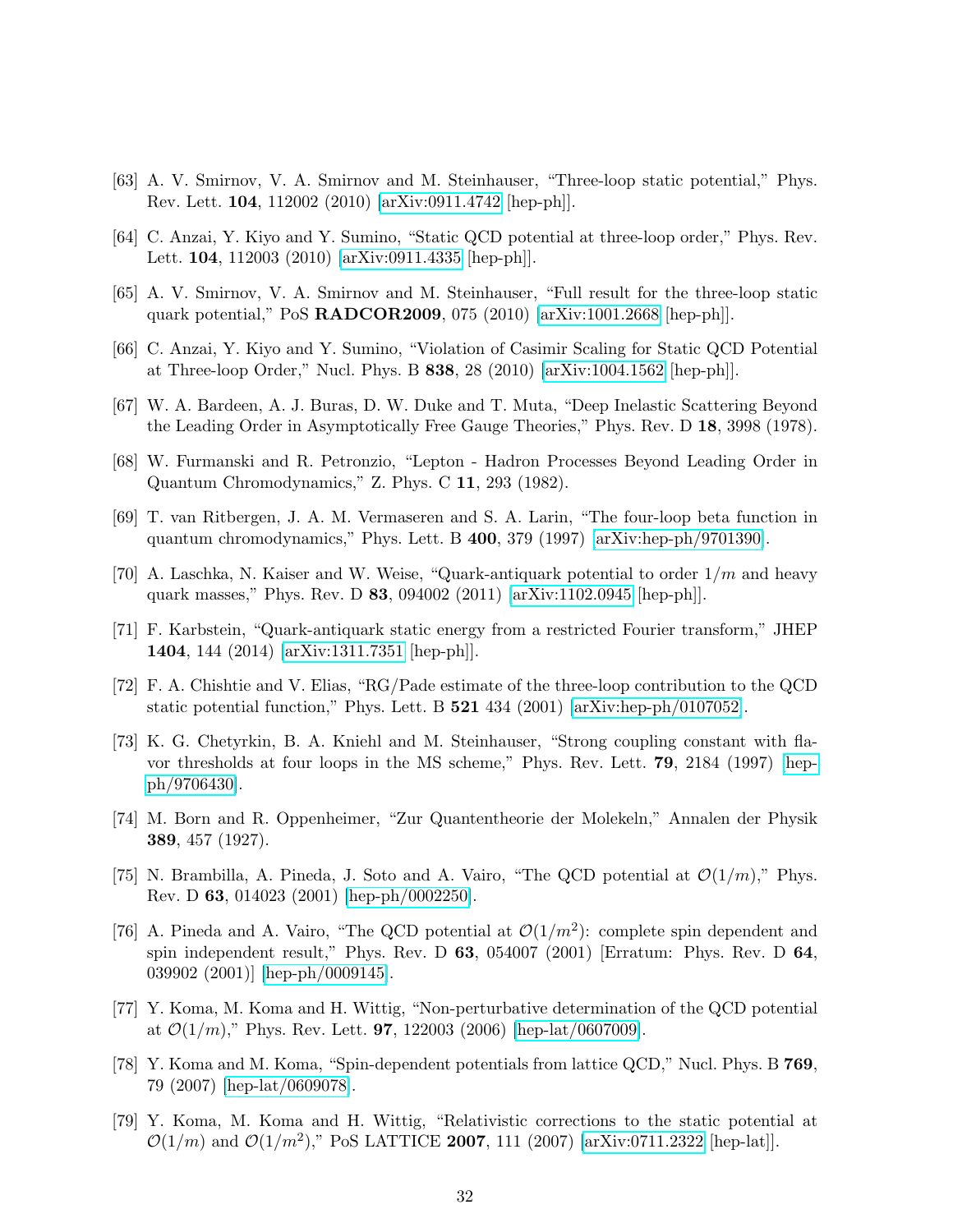[63] A. V. Smirnov, V. A. Smirnov and M. Steinhauser, "Three-loop static potential," Phys. Rev. Lett. **104**, 112002 (2010) [arXiv:0911.4742 [hep-ph]].

[64] C. Anzai, Y. Kiyo and Y. Sumino, "Static QCD potential at three-loop order," Phys. Rev. Lett. **104**, 112003 (2010) [arXiv:0911.4335 [hep-ph]].

[65] A. V. Smirnov, V. A. Smirnov and M. Steinhauser, "Full result for the three-loop static quark potential," PoS **RADCOR2009**, 075 (2010) [arXiv:1001.2668 [hep-ph]].

[66] C. Anzai, Y. Kiyo and Y. Sumino, "Violation of Casimir Scaling for Static QCD Potential at Three-loop Order," Nucl. Phys. B **838**, 28 (2010) [arXiv:1004.1562 [hep-ph]].

[67] W. A. Bardeen, A. J. Buras, D. W. Duke and T. Muta, "Deep Inelastic Scattering Beyond the Leading Order in Asymptotically Free Gauge Theories," Phys. Rev. D **18**, 3998 (1978).

[68] W. Furmanski and R. Petronzio, "Lepton - Hadron Processes Beyond Leading Order in Quantum Chromodynamics," Z. Phys. C **11**, 293 (1982).

[69] T. van Ritbergen, J. A. M. Vermaseren and S. A. Larin, "The four-loop beta function in quantum chromodynamics," Phys. Lett. B **400**, 379 (1997) [arXiv:hep-ph/9701390].

[70] A. Laschka, N. Kaiser and W. Weise, "Quark-antiquark potential to order $1/m$ and heavy quark masses," Phys. Rev. D **83**, 094002 (2011) [arXiv:1102.0945 [hep-ph]].

[71] F. Karbstein, "Quark-antiquark static energy from a restricted Fourier transform," JHEP **1404**, 144 (2014) [arXiv:1311.7351 [hep-ph]].

[72] F. A. Chishtie and V. Elias, "RG/Pade estimate of the three-loop contribution to the QCD static potential function," Phys. Lett. B **521** 434 (2001) [arXiv:hep-ph/0107052].

[73] K. G. Chetyrkin, B. A. Kniehl and M. Steinhauser, "Strong coupling constant with flavor thresholds at four loops in the MS scheme," Phys. Rev. Lett. **79**, 2184 (1997) [hep-ph/9706430].

[74] M. Born and R. Oppenheimer, "Zur Quantentheorie der Molekeln," Annalen der Physik **389**, 457 (1927).

[75] N. Brambilla, A. Pineda, J. Soto and A. Vairo, "The QCD potential at $\mathcal{O}(1/m)$," Phys. Rev. D **63**, 014023 (2001) [hep-ph/0002250].

[76] A. Pineda and A. Vairo, "The QCD potential at $\mathcal{O}(1/m^2)$: complete spin dependent and spin independent result," Phys. Rev. D **63**, 054007 (2001) [Erratum: Phys. Rev. D **64**, 039902 (2001)] [hep-ph/0009145].

[77] Y. Koma, M. Koma and H. Wittig, "Non-perturbative determination of the QCD potential at $\mathcal{O}(1/m)$," Phys. Rev. Lett. **97**, 122003 (2006) [hep-lat/0607009].

[78] Y. Koma and M. Koma, "Spin-dependent potentials from lattice QCD," Nucl. Phys. B **769**, 79 (2007) [hep-lat/0609078].

[79] Y. Koma, M. Koma and H. Wittig, "Relativistic corrections to the static potential at $\mathcal{O}(1/m)$ and $\mathcal{O}(1/m^2)$," PoS LATTICE **2007**, 111 (2007) [arXiv:0711.2322 [hep-lat]].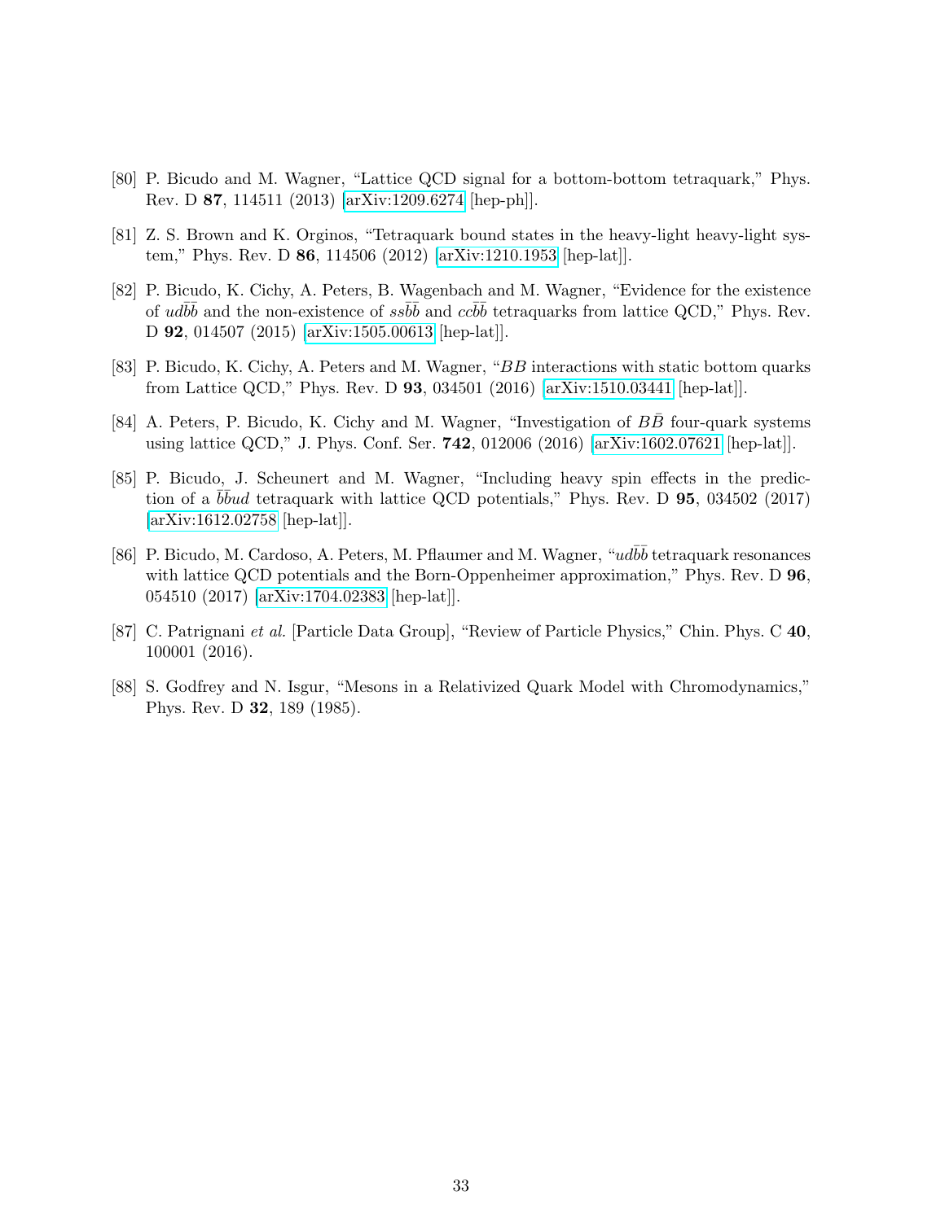[80] P. Bicudo and M. Wagner, "Lattice QCD signal for a bottom-bottom tetraquark," Phys. Rev. D **87**, 114511 (2013) [arXiv:1209.6274 [hep-ph]].

[81] Z. S. Brown and K. Orginos, "Tetraquark bound states in the heavy-light heavy-light system," Phys. Rev. D **86**, 114506 (2012) [arXiv:1210.1953 [hep-lat]].

[82] P. Bicudo, K. Cichy, A. Peters, B. Wagenbach and M. Wagner, "Evidence for the existence of $ud\bar{b}\bar{b}$ and the non-existence of $ss\bar{b}\bar{b}$ and $cc\bar{b}\bar{b}$ tetraquarks from lattice QCD," Phys. Rev. D **92**, 014507 (2015) [arXiv:1505.00613 [hep-lat]].

[83] P. Bicudo, K. Cichy, A. Peters and M. Wagner, "$BB$ interactions with static bottom quarks from Lattice QCD," Phys. Rev. D **93**, 034501 (2016) [arXiv:1510.03441 [hep-lat]].

[84] A. Peters, P. Bicudo, K. Cichy and M. Wagner, "Investigation of $B\bar{B}$ four-quark systems using lattice QCD," J. Phys. Conf. Ser. **742**, 012006 (2016) [arXiv:1602.07621 [hep-lat]].

[85] P. Bicudo, J. Scheunert and M. Wagner, "Including heavy spin effects in the prediction of a $\bar{b}\bar{b}ud$ tetraquark with lattice QCD potentials," Phys. Rev. D **95**, 034502 (2017) [arXiv:1612.02758 [hep-lat]].

[86] P. Bicudo, M. Cardoso, A. Peters, M. Pflaumer and M. Wagner, "$ud\bar{b}\bar{b}$ tetraquark resonances with lattice QCD potentials and the Born-Oppenheimer approximation," Phys. Rev. D **96**, 054510 (2017) [arXiv:1704.02383 [hep-lat]].

[87] C. Patrignani *et al.* [Particle Data Group], "Review of Particle Physics," Chin. Phys. C **40**, 100001 (2016).

[88] S. Godfrey and N. Isgur, "Mesons in a Relativized Quark Model with Chromodynamics," Phys. Rev. D **32**, 189 (1985).